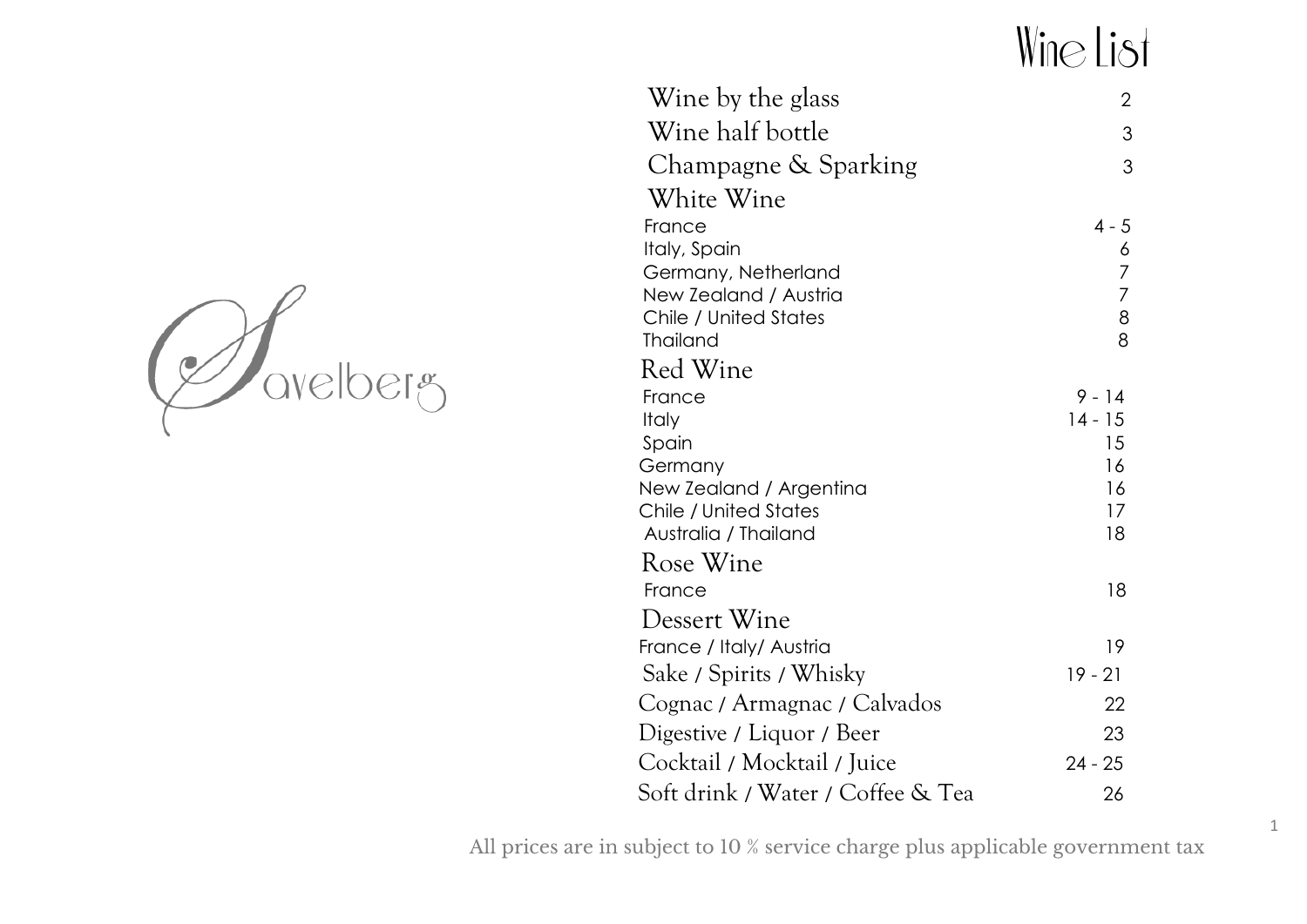Savelberg

# Wine List

| | |
|---|---|
| Wine by the glass | 2 |
| Wine half bottle | 3 |
| Champagne & Sparking | 3 |
| **White Wine** | |
| France | 4 - 5 |
| Italy, Spain | 6 |
| Germany, Netherland | 7 |
| New Zealand / Austria | 7 |
| Chile / United States | 8 |
| Thailand | 8 |
| **Red Wine** | |
| France | 9 - 14 |
| Italy | 14 - 15 |
| Spain | 15 |
| Germany | 16 |
| New Zealand / Argentina | 16 |
| Chile / United States | 17 |
| Australia / Thailand | 18 |
| **Rose Wine** | |
| France | 18 |
| **Dessert Wine** | |
| France / Italy/ Austria | 19 |
| Sake / Spirits / Whisky | 19 - 21 |
| Cognac / Armagnac / Calvados | 22 |
| Digestive / Liquor / Beer | 23 |
| Cocktail / Mocktail / Juice | 24 - 25 |
| Soft drink / Water / Coffee & Tea | 26 |

All prices are in subject to 10 % service charge plus applicable government tax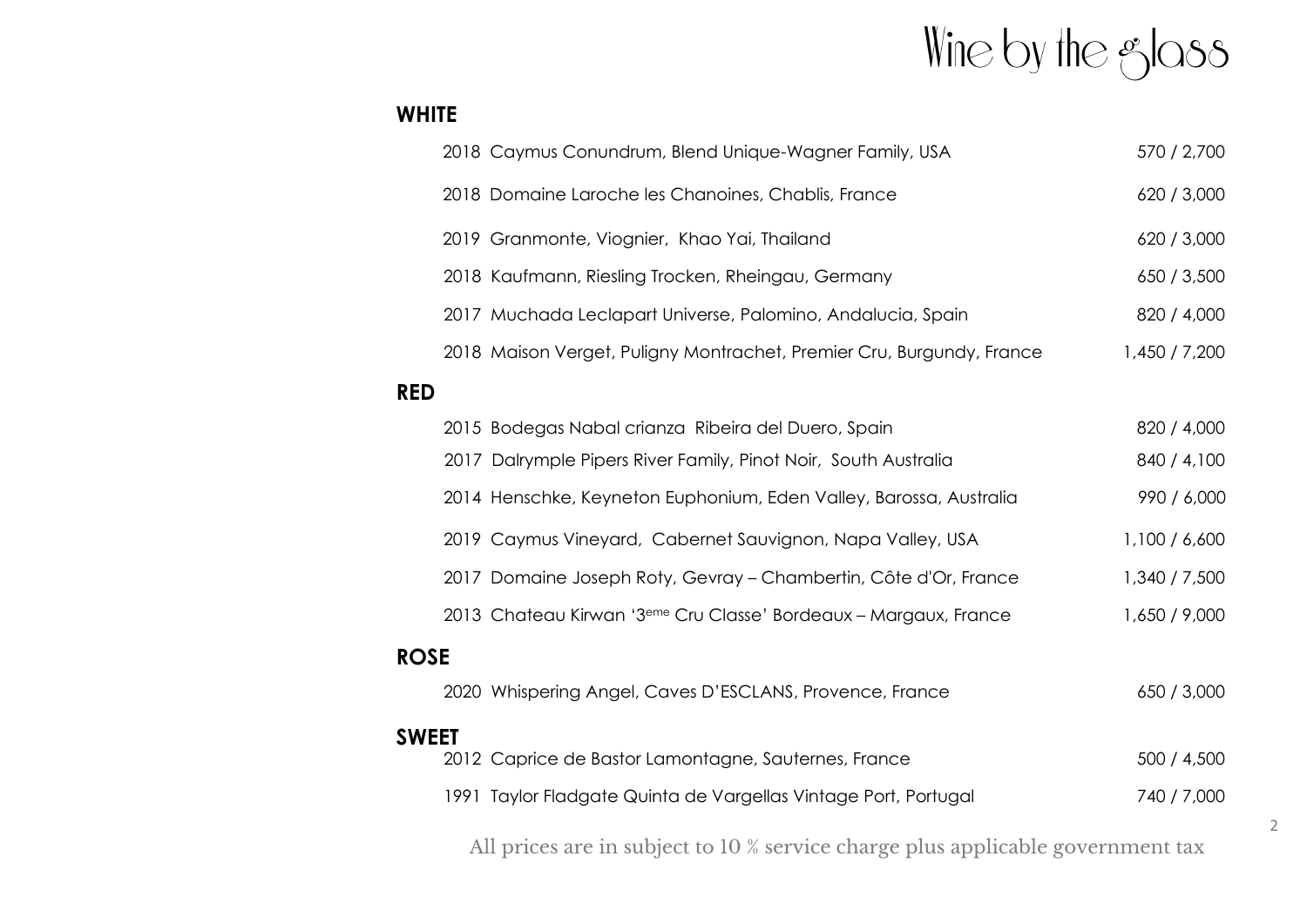# Wine by the glass

## WHITE

| Wine | Price |
|---|---|
| 2018 Caymus Conundrum, Blend Unique-Wagner Family, USA | 570 / 2,700 |
| 2018 Domaine Laroche les Chanoines, Chablis, France | 620 / 3,000 |
| 2019 Granmonte, Viognier, Khao Yai, Thailand | 620 / 3,000 |
| 2018 Kaufmann, Riesling Trocken, Rheingau, Germany | 650 / 3,500 |
| 2017 Muchada Leclapart Universe, Palomino, Andalucia, Spain | 820 / 4,000 |
| 2018 Maison Verget, Puligny Montrachet, Premier Cru, Burgundy, France | 1,450 / 7,200 |

## RED

| Wine | Price |
|---|---|
| 2015 Bodegas Nabal crianza Ribeira del Duero, Spain | 820 / 4,000 |
| 2017 Dalrymple Pipers River Family, Pinot Noir, South Australia | 840 / 4,100 |
| 2014 Henschke, Keyneton Euphonium, Eden Valley, Barossa, Australia | 990 / 6,000 |
| 2019 Caymus Vineyard, Cabernet Sauvignon, Napa Valley, USA | 1,100 / 6,600 |
| 2017 Domaine Joseph Roty, Gevray – Chambertin, Côte d'Or, France | 1,340 / 7,500 |
| 2013 Chateau Kirwan '3eme Cru Classe' Bordeaux – Margaux, France | 1,650 / 9,000 |

## ROSE

| Wine | Price |
|---|---|
| 2020 Whispering Angel, Caves D'ESCLANS, Provence, France | 650 / 3,000 |

## SWEET

| Wine | Price |
|---|---|
| 2012 Caprice de Bastor Lamontagne, Sauternes, France | 500 / 4,500 |
| 1991 Taylor Fladgate Quinta de Vargellas Vintage Port, Portugal | 740 / 7,000 |

All prices are in subject to 10 % service charge plus applicable government tax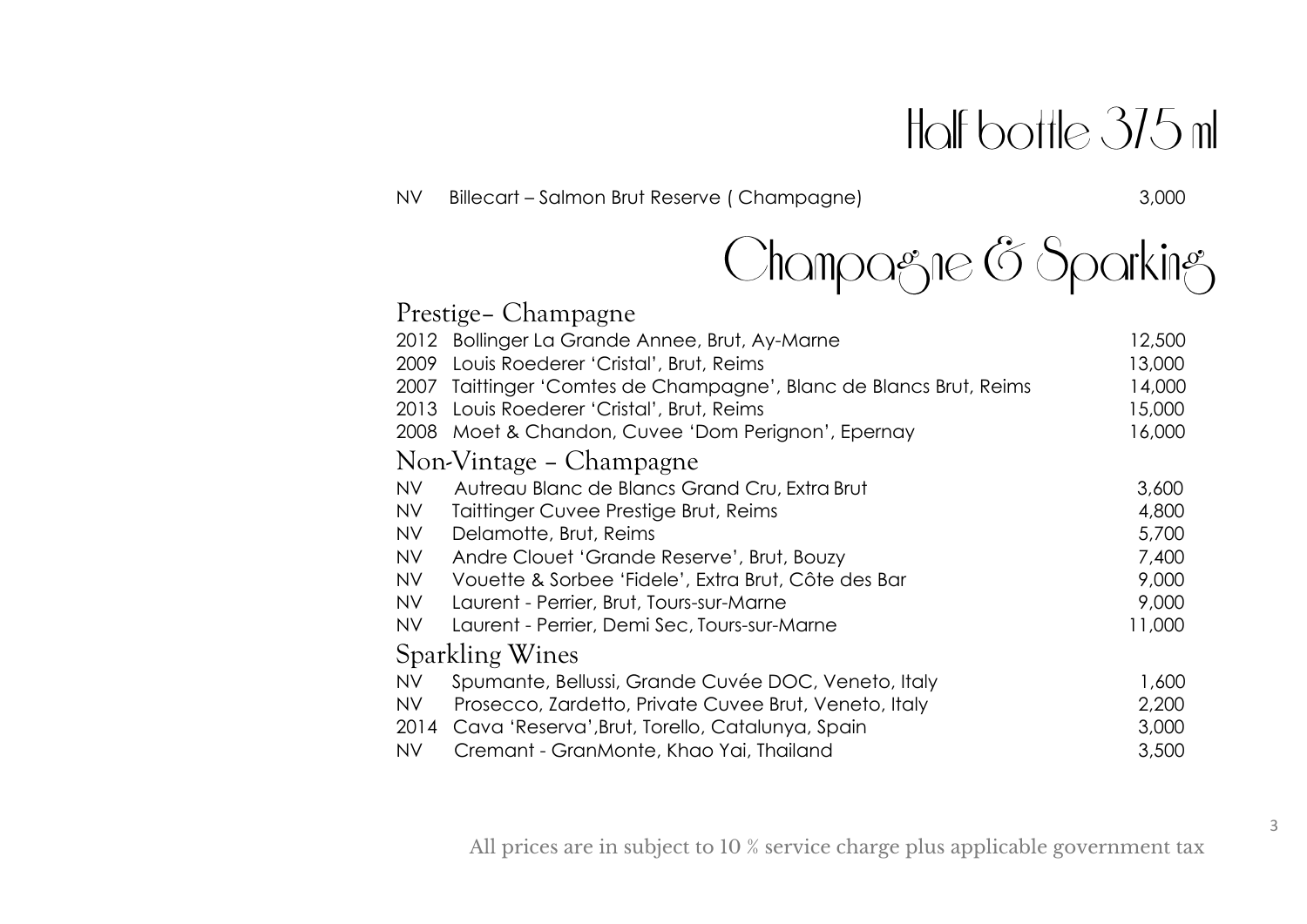# Half bottle 375 ml

| | | |
|---|---|---|
| NV | Billecart – Salmon Brut Reserve ( Champagne) | 3,000 |

# Champagne & Sparking

## Prestige– Champagne

| | | |
|---|---|---|
| 2012 | Bollinger La Grande Annee, Brut, Ay-Marne | 12,500 |
| 2009 | Louis Roederer 'Cristal', Brut, Reims | 13,000 |
| 2007 | Taittinger 'Comtes de Champagne', Blanc de Blancs Brut, Reims | 14,000 |
| 2013 | Louis Roederer 'Cristal', Brut, Reims | 15,000 |
| 2008 | Moet & Chandon, Cuvee 'Dom Perignon', Epernay | 16,000 |

## Non-Vintage – Champagne

| | | |
|---|---|---|
| NV | Autreau Blanc de Blancs Grand Cru, Extra Brut | 3,600 |
| NV | Taittinger Cuvee Prestige Brut, Reims | 4,800 |
| NV | Delamotte, Brut, Reims | 5,700 |
| NV | Andre Clouet 'Grande Reserve', Brut, Bouzy | 7,400 |
| NV | Vouette & Sorbee 'Fidele', Extra Brut, Côte des Bar | 9,000 |
| NV | Laurent - Perrier, Brut, Tours-sur-Marne | 9,000 |
| NV | Laurent - Perrier, Demi Sec, Tours-sur-Marne | 11,000 |

## Sparkling Wines

| | | |
|---|---|---|
| NV | Spumante, Bellussi, Grande Cuvée DOC, Veneto, Italy | 1,600 |
| NV | Prosecco, Zardetto, Private Cuvee Brut, Veneto, Italy | 2,200 |
| 2014 | Cava 'Reserva',Brut, Torello, Catalunya, Spain | 3,000 |
| NV | Cremant - GranMonte, Khao Yai, Thailand | 3,500 |

All prices are in subject to 10 % service charge plus applicable government tax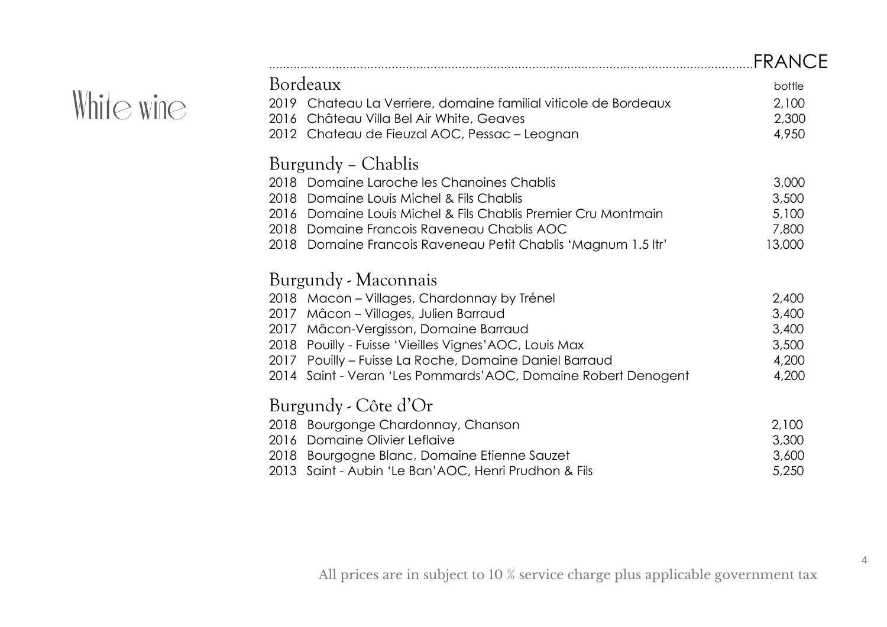# White wine

## FRANCE

### Bordeaux

| | | bottle |
|---|---|---|
| 2019 | Chateau La Verriere, domaine familial viticole de Bordeaux | 2,100 |
| 2016 | Château Villa Bel Air White, Geaves | 2,300 |
| 2012 | Chateau de Fieuzal AOC, Pessac – Leognan | 4,950 |

### Burgundy – Chablis

| | | |
|---|---|---|
| 2018 | Domaine Laroche les Chanoines Chablis | 3,000 |
| 2018 | Domaine Louis Michel & Fils Chablis | 3,500 |
| 2016 | Domaine Louis Michel & Fils Chablis Premier Cru Montmain | 5,100 |
| 2018 | Domaine Francois Raveneau Chablis AOC | 7,800 |
| 2018 | Domaine Francois Raveneau Petit Chablis 'Magnum 1.5 ltr' | 13,000 |

### Burgundy - Maconnais

| | | |
|---|---|---|
| 2018 | Macon – Villages, Chardonnay by Trénel | 2,400 |
| 2017 | Mâcon – Villages, Julien Barraud | 3,400 |
| 2017 | Mâcon-Vergisson, Domaine Barraud | 3,400 |
| 2018 | Pouilly - Fuisse 'Vieilles Vignes'AOC, Louis Max | 3,500 |
| 2017 | Pouilly – Fuisse La Roche, Domaine Daniel Barraud | 4,200 |
| 2014 | Saint - Veran 'Les Pommards'AOC, Domaine Robert Denogent | 4,200 |

### Burgundy - Côte d'Or

| | | |
|---|---|---|
| 2018 | Bourgonge Chardonnay, Chanson | 2,100 |
| 2016 | Domaine Olivier Leflaive | 3,300 |
| 2018 | Bourgogne Blanc, Domaine Etienne Sauzet | 3,600 |
| 2013 | Saint - Aubin 'Le Ban'AOC, Henri Prudhon & Fils | 5,250 |

All prices are in subject to 10 % service charge plus applicable government tax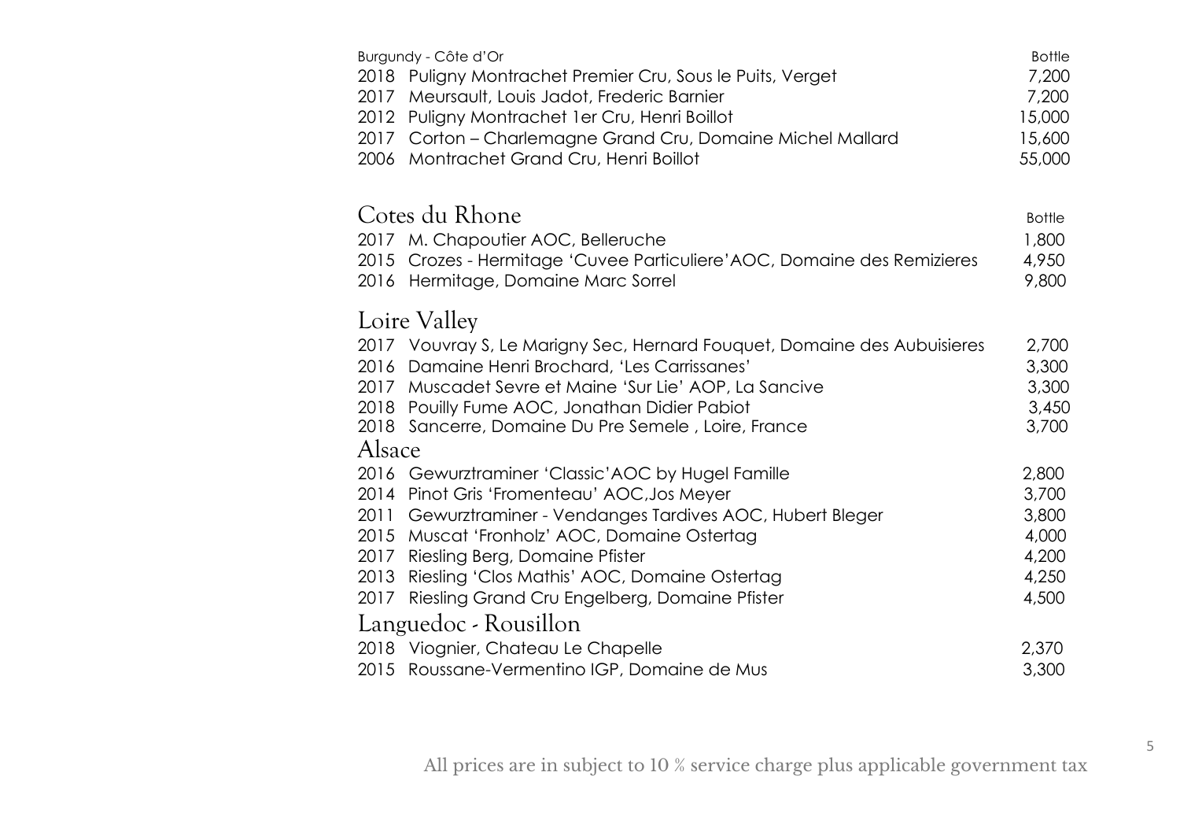## Burgundy - Côte d'Or

| | | Bottle |
|---|---|---|
| 2018 | Puligny Montrachet Premier Cru, Sous le Puits, Verget | 7,200 |
| 2017 | Meursault, Louis Jadot, Frederic Barnier | 7,200 |
| 2012 | Puligny Montrachet 1er Cru, Henri Boillot | 15,000 |
| 2017 | Corton – Charlemagne Grand Cru, Domaine Michel Mallard | 15,600 |
| 2006 | Montrachet Grand Cru, Henri Boillot | 55,000 |

## Cotes du Rhone

| | | Bottle |
|---|---|---|
| 2017 | M. Chapoutier AOC, Belleruche | 1,800 |
| 2015 | Crozes - Hermitage 'Cuvee Particuliere'AOC, Domaine des Remizieres | 4,950 |
| 2016 | Hermitage, Domaine Marc Sorrel | 9,800 |

## Loire Valley

| | | |
|---|---|---|
| 2017 | Vouvray S, Le Marigny Sec, Hernard Fouquet, Domaine des Aubuisieres | 2,700 |
| 2016 | Damaine Henri Brochard, 'Les Carrissanes' | 3,300 |
| 2017 | Muscadet Sevre et Maine 'Sur Lie' AOP, La Sancive | 3,300 |
| 2018 | Pouilly Fume AOC, Jonathan Didier Pabiot | 3,450 |
| 2018 | Sancerre, Domaine Du Pre Semele , Loire, France | 3,700 |

## Alsace

| | | |
|---|---|---|
| 2016 | Gewurztraminer 'Classic'AOC by Hugel Famille | 2,800 |
| 2014 | Pinot Gris 'Fromenteau' AOC,Jos Meyer | 3,700 |
| 2011 | Gewurztraminer - Vendanges Tardives AOC, Hubert Bleger | 3,800 |
| 2015 | Muscat 'Fronholz' AOC, Domaine Ostertag | 4,000 |
| 2017 | Riesling Berg, Domaine Pfister | 4,200 |
| 2013 | Riesling 'Clos Mathis' AOC, Domaine Ostertag | 4,250 |
| 2017 | Riesling Grand Cru Engelberg, Domaine Pfister | 4,500 |

## Languedoc - Rousillon

| | | |
|---|---|---|
| 2018 | Viognier, Chateau Le Chapelle | 2,370 |
| 2015 | Roussane-Vermentino IGP, Domaine de Mus | 3,300 |

All prices are in subject to 10 % service charge plus applicable government tax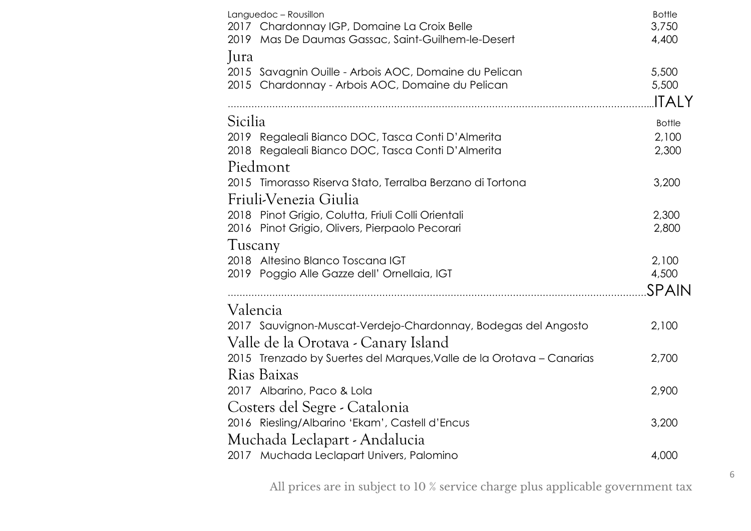Languedoc – Rousillon

| | Bottle |
|---|---|
| 2017 Chardonnay IGP, Domaine La Croix Belle | 3,750 |
| 2019 Mas De Daumas Gassac, Saint-Guilhem-le-Desert | 4,400 |

## Jura

| | |
|---|---|
| 2015 Savagnin Ouille - Arbois AOC, Domaine du Pelican | 5,500 |
| 2015 Chardonnay - Arbois AOC, Domaine du Pelican | 5,500 |

# ITALY

## Sicilia

| | Bottle |
|---|---|
| 2019 Regaleali Bianco DOC, Tasca Conti D'Almerita | 2,100 |
| 2018 Regaleali Bianco DOC, Tasca Conti D'Almerita | 2,300 |

## Piedmont

| | |
|---|---|
| 2015 Timorasso Riserva Stato, Terralba Berzano di Tortona | 3,200 |

## Friuli-Venezia Giulia

| | |
|---|---|
| 2018 Pinot Grigio, Colutta, Friuli Colli Orientali | 2,300 |
| 2016 Pinot Grigio, Olivers, Pierpaolo Pecorari | 2,800 |

## Tuscany

| | |
|---|---|
| 2018 Altesino Blanco Toscana IGT | 2,100 |
| 2019 Poggio Alle Gazze dell' Ornellaia, IGT | 4,500 |

# SPAIN

## Valencia

| | |
|---|---|
| 2017 Sauvignon-Muscat-Verdejo-Chardonnay, Bodegas del Angosto | 2,100 |

## Valle de la Orotava - Canary Island

| | |
|---|---|
| 2015 Trenzado by Suertes del Marques,Valle de la Orotava – Canarias | 2,700 |

## Rias Baixas

| | |
|---|---|
| 2017 Albarino, Paco & Lola | 2,900 |

## Costers del Segre - Catalonia

| | |
|---|---|
| 2016 Riesling/Albarino 'Ekam', Castell d'Encus | 3,200 |

## Muchada Leclapart - Andalucia

| | |
|---|---|
| 2017 Muchada Leclapart Univers, Palomino | 4,000 |

All prices are in subject to 10 % service charge plus applicable government tax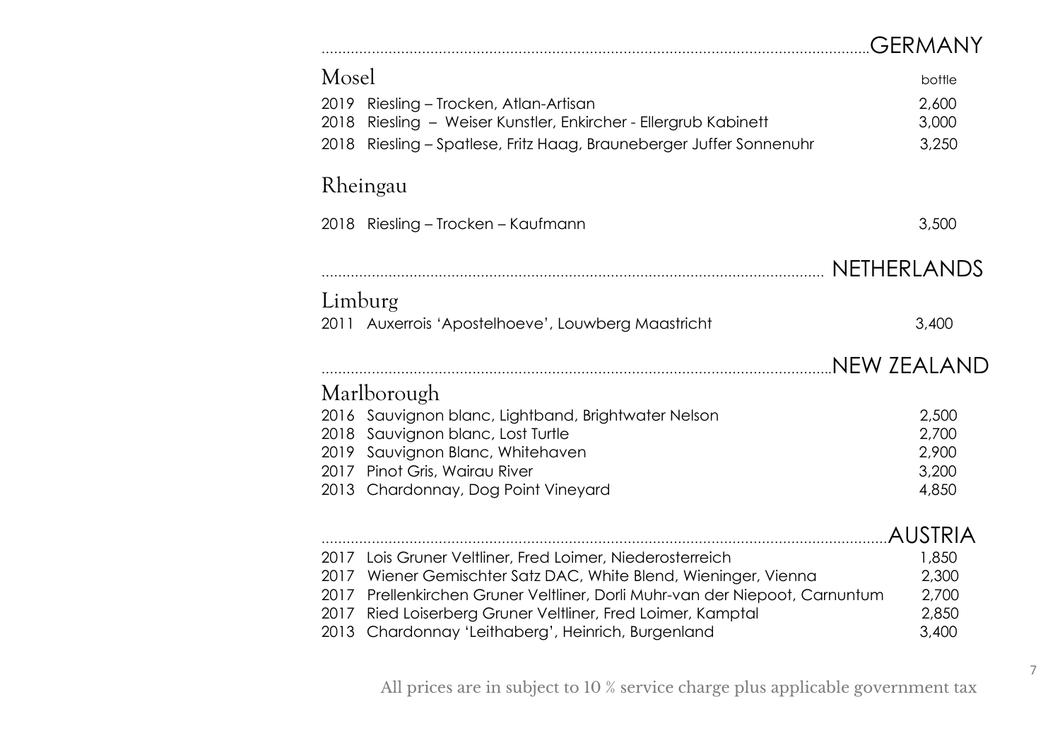## GERMANY

### Mosel

| | | bottle |
|---|---|---|
| 2019 | Riesling – Trocken, Atlan-Artisan | 2,600 |
| 2018 | Riesling – Weiser Kunstler, Enkircher - Ellergrub Kabinett | 3,000 |
| 2018 | Riesling – Spatlese, Fritz Haag, Brauneberger Juffer Sonnenuhr | 3,250 |

### Rheingau

| | | |
|---|---|---|
| 2018 | Riesling – Trocken – Kaufmann | 3,500 |

## NETHERLANDS

### Limburg

| | | |
|---|---|---|
| 2011 | Auxerrois 'Apostelhoeve', Louwberg Maastricht | 3,400 |

## NEW ZEALAND

### Marlborough

| | | |
|---|---|---|
| 2016 | Sauvignon blanc, Lightband, Brightwater Nelson | 2,500 |
| 2018 | Sauvignon blanc, Lost Turtle | 2,700 |
| 2019 | Sauvignon Blanc, Whitehaven | 2,900 |
| 2017 | Pinot Gris, Wairau River | 3,200 |
| 2013 | Chardonnay, Dog Point Vineyard | 4,850 |

## AUSTRIA

| | | |
|---|---|---|
| 2017 | Lois Gruner Veltliner, Fred Loimer, Niederosterreich | 1,850 |
| 2017 | Wiener Gemischter Satz DAC, White Blend, Wieninger, Vienna | 2,300 |
| 2017 | Prellenkirchen Gruner Veltliner, Dorli Muhr-van der Niepoot, Carnuntum | 2,700 |
| 2017 | Ried Loiserberg Gruner Veltliner, Fred Loimer, Kamptal | 2,850 |
| 2013 | Chardonnay 'Leithaberg', Heinrich, Burgenland | 3,400 |

All prices are in subject to 10 % service charge plus applicable government tax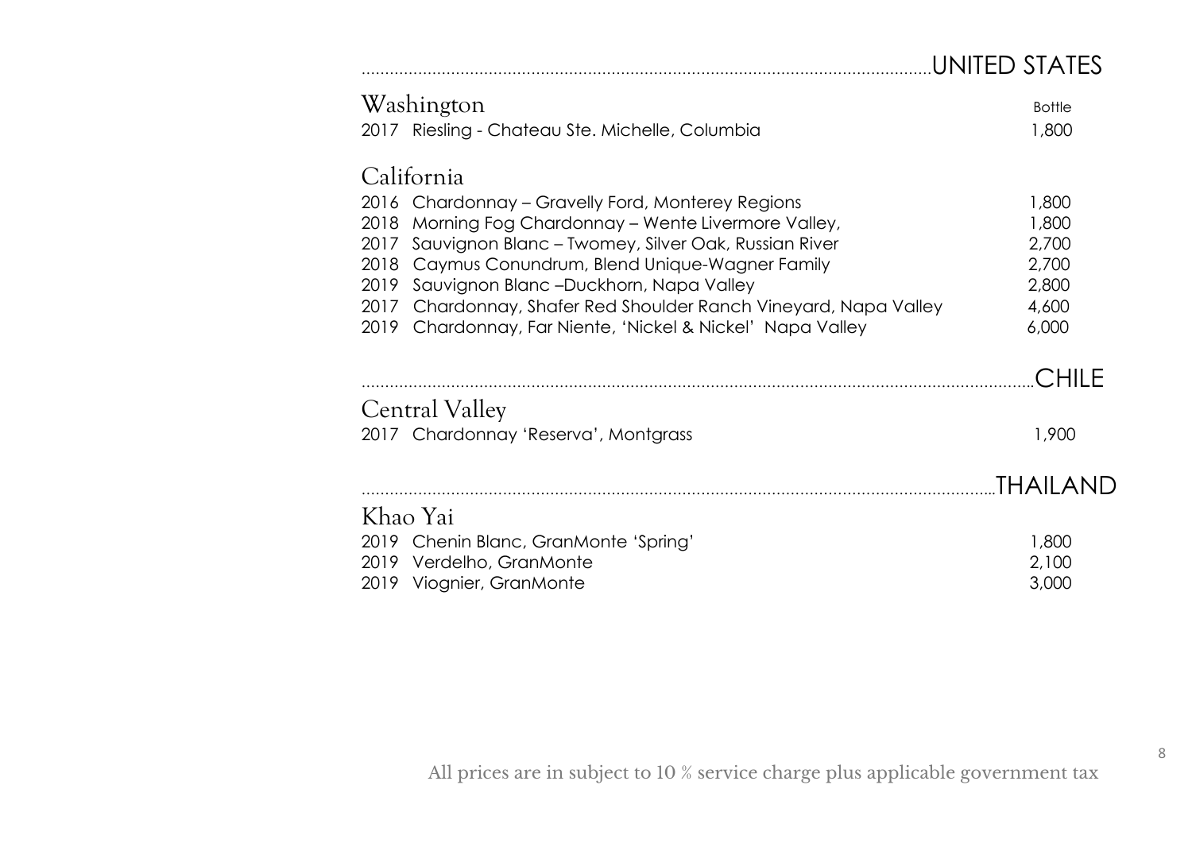# UNITED STATES

## Washington

| | | Bottle |
|---|---|---|
| 2017 | Riesling - Chateau Ste. Michelle, Columbia | 1,800 |

## California

| | | |
|---|---|---|
| 2016 | Chardonnay – Gravelly Ford, Monterey Regions | 1,800 |
| 2018 | Morning Fog Chardonnay – Wente Livermore Valley, | 1,800 |
| 2017 | Sauvignon Blanc – Twomey, Silver Oak, Russian River | 2,700 |
| 2018 | Caymus Conundrum, Blend Unique-Wagner Family | 2,700 |
| 2019 | Sauvignon Blanc –Duckhorn, Napa Valley | 2,800 |
| 2017 | Chardonnay, Shafer Red Shoulder Ranch Vineyard, Napa Valley | 4,600 |
| 2019 | Chardonnay, Far Niente, 'Nickel & Nickel' Napa Valley | 6,000 |

# CHILE

## Central Valley

| | | |
|---|---|---|
| 2017 | Chardonnay 'Reserva', Montgrass | 1,900 |

# THAILAND

## Khao Yai

| | | |
|---|---|---|
| 2019 | Chenin Blanc, GranMonte 'Spring' | 1,800 |
| 2019 | Verdelho, GranMonte | 2,100 |
| 2019 | Viognier, GranMonte | 3,000 |

All prices are in subject to 10 % service charge plus applicable government tax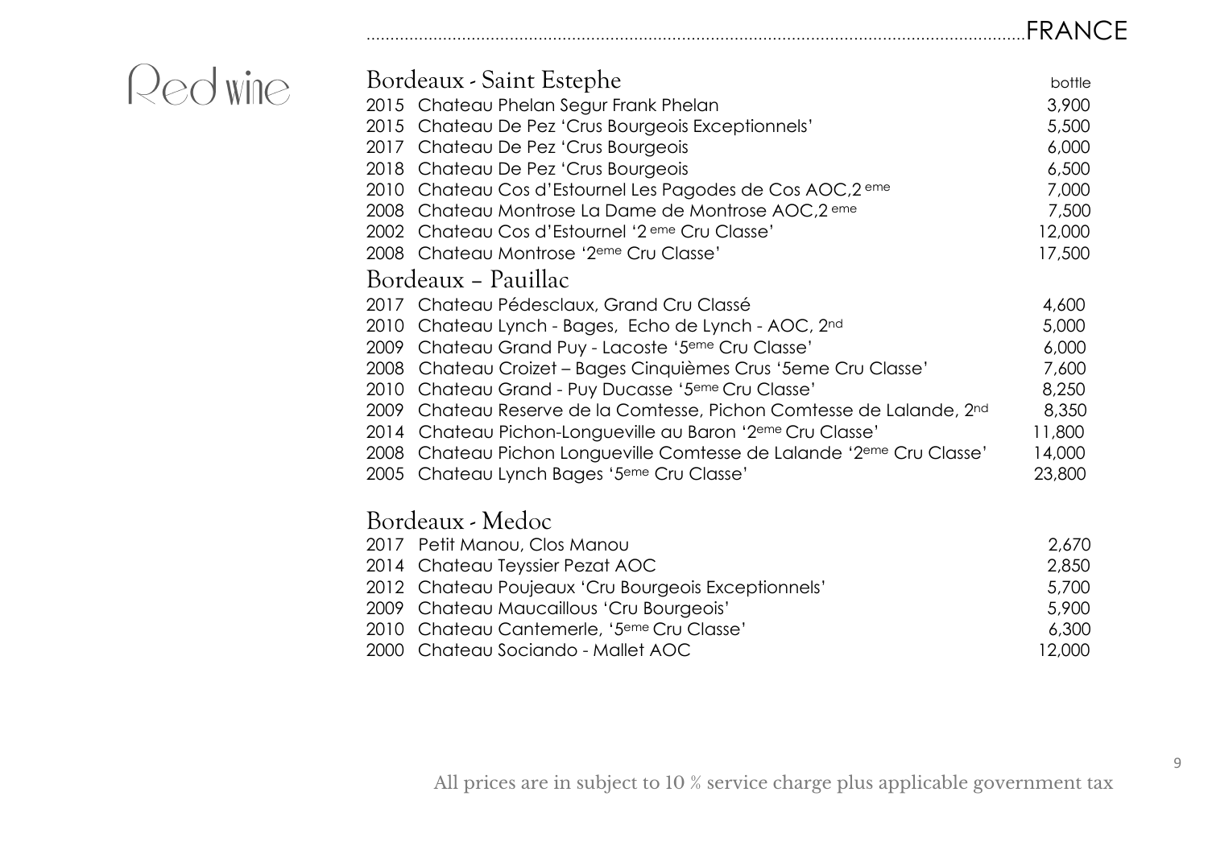# FRANCE

## Red wine

### Bordeaux - Saint Estephe

| | | bottle |
|---|---|---|
| 2015 | Chateau Phelan Segur Frank Phelan | 3,900 |
| 2015 | Chateau De Pez 'Crus Bourgeois Exceptionnels' | 5,500 |
| 2017 | Chateau De Pez 'Crus Bourgeois | 6,000 |
| 2018 | Chateau De Pez 'Crus Bourgeois | 6,500 |
| 2010 | Chateau Cos d'Estournel Les Pagodes de Cos AOC,2 eme | 7,000 |
| 2008 | Chateau Montrose La Dame de Montrose AOC,2 eme | 7,500 |
| 2002 | Chateau Cos d'Estournel '2 eme Cru Classe' | 12,000 |
| 2008 | Chateau Montrose '2eme Cru Classe' | 17,500 |

### Bordeaux – Pauillac

| | | |
|---|---|---|
| 2017 | Chateau Pédesclaux, Grand Cru Classé | 4,600 |
| 2010 | Chateau Lynch - Bages, Echo de Lynch - AOC, 2nd | 5,000 |
| 2009 | Chateau Grand Puy - Lacoste '5eme Cru Classe' | 6,000 |
| 2008 | Chateau Croizet – Bages Cinquièmes Crus '5eme Cru Classe' | 7,600 |
| 2010 | Chateau Grand - Puy Ducasse '5eme Cru Classe' | 8,250 |
| 2009 | Chateau Reserve de la Comtesse, Pichon Comtesse de Lalande, 2nd | 8,350 |
| 2014 | Chateau Pichon-Longueville au Baron '2eme Cru Classe' | 11,800 |
| 2008 | Chateau Pichon Longueville Comtesse de Lalande '2eme Cru Classe' | 14,000 |
| 2005 | Chateau Lynch Bages '5eme Cru Classe' | 23,800 |

### Bordeaux - Medoc

| | | |
|---|---|---|
| 2017 | Petit Manou, Clos Manou | 2,670 |
| 2014 | Chateau Teyssier Pezat AOC | 2,850 |
| 2012 | Chateau Poujeaux 'Cru Bourgeois Exceptionnels' | 5,700 |
| 2009 | Chateau Maucaillous 'Cru Bourgeois' | 5,900 |
| 2010 | Chateau Cantemerle, '5eme Cru Classe' | 6,300 |
| 2000 | Chateau Sociando - Mallet AOC | 12,000 |

All prices are in subject to 10 % service charge plus applicable government tax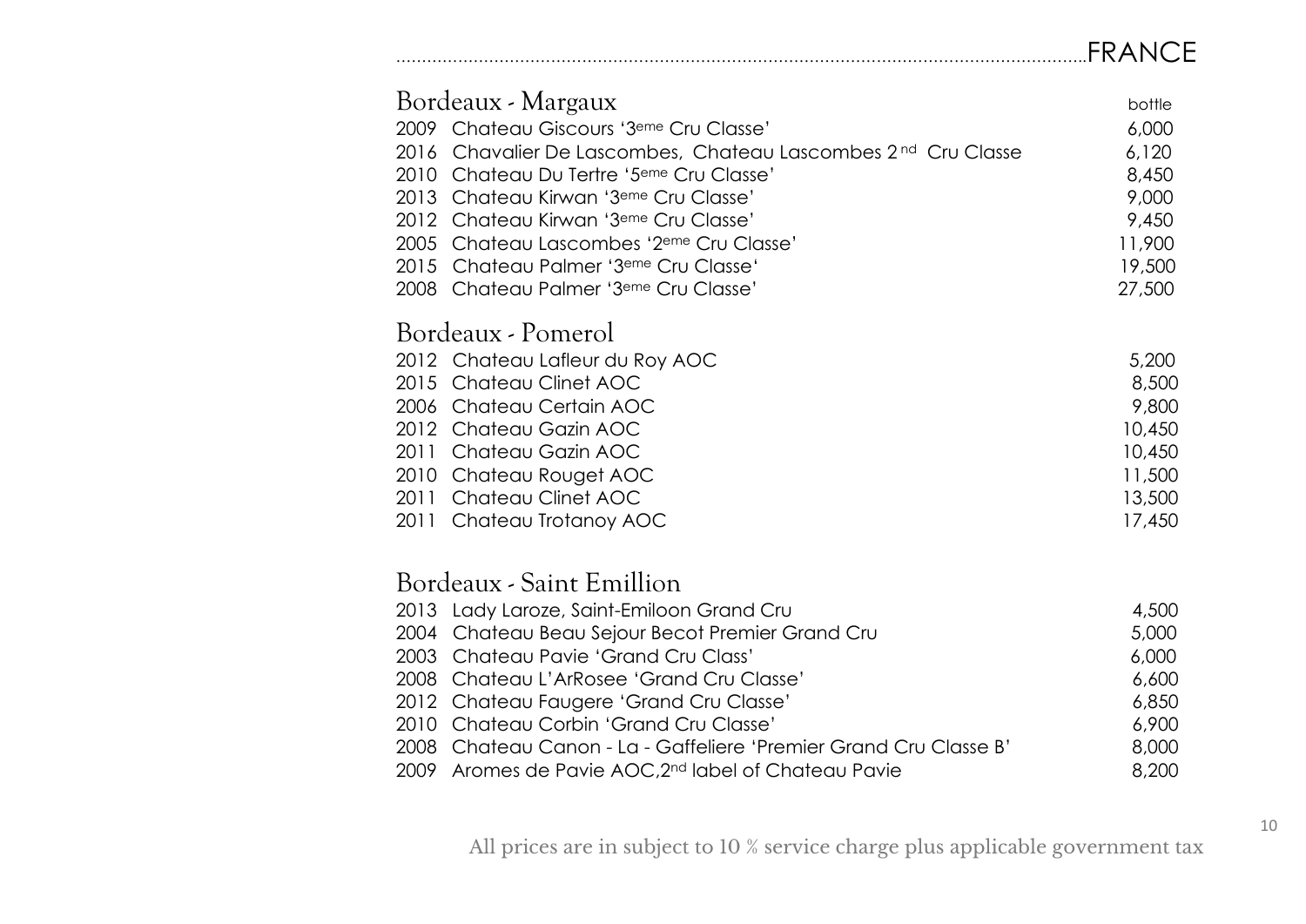# FRANCE

## Bordeaux - Margaux

| | | bottle |
|---|---|---|
| 2009 | Chateau Giscours '3eme Cru Classe' | 6,000 |
| 2016 | Chavalier De Lascombes, Chateau Lascombes 2nd Cru Classe | 6,120 |
| 2010 | Chateau Du Tertre '5eme Cru Classe' | 8,450 |
| 2013 | Chateau Kirwan '3eme Cru Classe' | 9,000 |
| 2012 | Chateau Kirwan '3eme Cru Classe' | 9,450 |
| 2005 | Chateau Lascombes '2eme Cru Classe' | 11,900 |
| 2015 | Chateau Palmer '3eme Cru Classe' | 19,500 |
| 2008 | Chateau Palmer '3eme Cru Classe' | 27,500 |

## Bordeaux - Pomerol

| | | |
|---|---|---|
| 2012 | Chateau Lafleur du Roy AOC | 5,200 |
| 2015 | Chateau Clinet AOC | 8,500 |
| 2006 | Chateau Certain AOC | 9,800 |
| 2012 | Chateau Gazin AOC | 10,450 |
| 2011 | Chateau Gazin AOC | 10,450 |
| 2010 | Chateau Rouget AOC | 11,500 |
| 2011 | Chateau Clinet AOC | 13,500 |
| 2011 | Chateau Trotanoy AOC | 17,450 |

## Bordeaux - Saint Emillion

| | | |
|---|---|---|
| 2013 | Lady Laroze, Saint-Emiloon Grand Cru | 4,500 |
| 2004 | Chateau Beau Sejour Becot Premier Grand Cru | 5,000 |
| 2003 | Chateau Pavie 'Grand Cru Class' | 6,000 |
| 2008 | Chateau L'ArRosee 'Grand Cru Classe' | 6,600 |
| 2012 | Chateau Faugere 'Grand Cru Classe' | 6,850 |
| 2010 | Chateau Corbin 'Grand Cru Classe' | 6,900 |
| 2008 | Chateau Canon - La - Gaffeliere 'Premier Grand Cru Classe B' | 8,000 |
| 2009 | Aromes de Pavie AOC,2nd label of Chateau Pavie | 8,200 |

All prices are in subject to 10 % service charge plus applicable government tax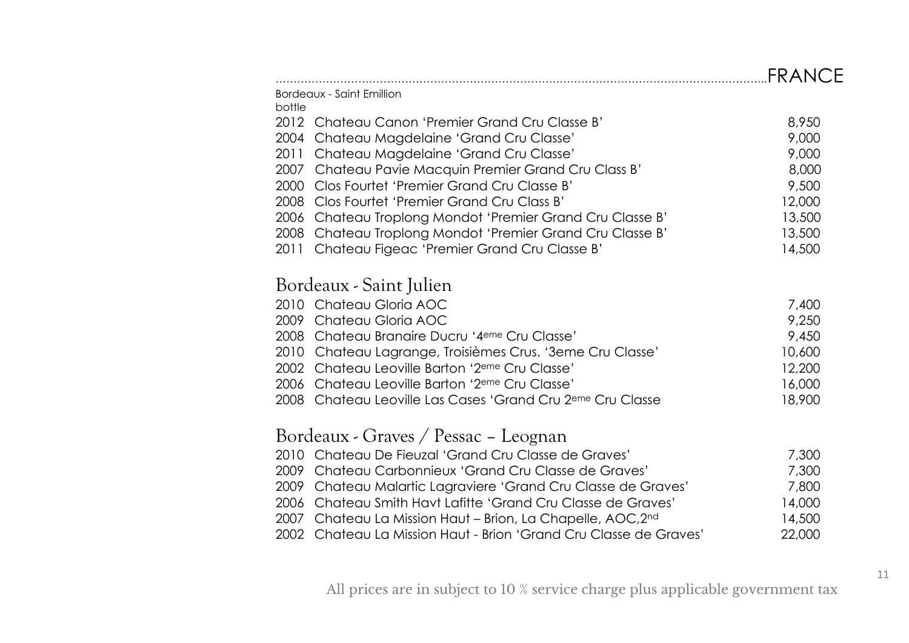## FRANCE

### Bordeaux - Saint Emillion

bottle

| | | |
|---|---|---|
| 2012 | Chateau Canon 'Premier Grand Cru Classe B' | 8,950 |
| 2004 | Chateau Magdelaine 'Grand Cru Classe' | 9,000 |
| 2011 | Chateau Magdelaine 'Grand Cru Classe' | 9,000 |
| 2007 | Chateau Pavie Macquin Premier Grand Cru Class B' | 8,000 |
| 2000 | Clos Fourtet 'Premier Grand Cru Classe B' | 9,500 |
| 2008 | Clos Fourtet 'Premier Grand Cru Class B' | 12,000 |
| 2006 | Chateau Troplong Mondot 'Premier Grand Cru Classe B' | 13,500 |
| 2008 | Chateau Troplong Mondot 'Premier Grand Cru Classe B' | 13,500 |
| 2011 | Chateau Figeac 'Premier Grand Cru Classe B' | 14,500 |

### Bordeaux - Saint Julien

| | | |
|---|---|---|
| 2010 | Chateau Gloria AOC | 7,400 |
| 2009 | Chateau Gloria AOC | 9,250 |
| 2008 | Chateau Branaire Ducru '4eme Cru Classe' | 9,450 |
| 2010 | Chateau Lagrange, Troisièmes Crus. '3eme Cru Classe' | 10,600 |
| 2002 | Chateau Leoville Barton '2eme Cru Classe' | 12,200 |
| 2006 | Chateau Leoville Barton '2eme Cru Classe' | 16,000 |
| 2008 | Chateau Leoville Las Cases 'Grand Cru 2eme Cru Classe | 18,900 |

### Bordeaux - Graves / Pessac – Leognan

| | | |
|---|---|---|
| 2010 | Chateau De Fieuzal 'Grand Cru Classe de Graves' | 7,300 |
| 2009 | Chateau Carbonnieux 'Grand Cru Classe de Graves' | 7,300 |
| 2009 | Chateau Malartic Lagraviere 'Grand Cru Classe de Graves' | 7,800 |
| 2006 | Chateau Smith Havt Lafitte 'Grand Cru Classe de Graves' | 14,000 |
| 2007 | Chateau La Mission Haut – Brion, La Chapelle, AOC,2nd | 14,500 |
| 2002 | Chateau La Mission Haut - Brion 'Grand Cru Classe de Graves' | 22,000 |

All prices are in subject to 10 % service charge plus applicable government tax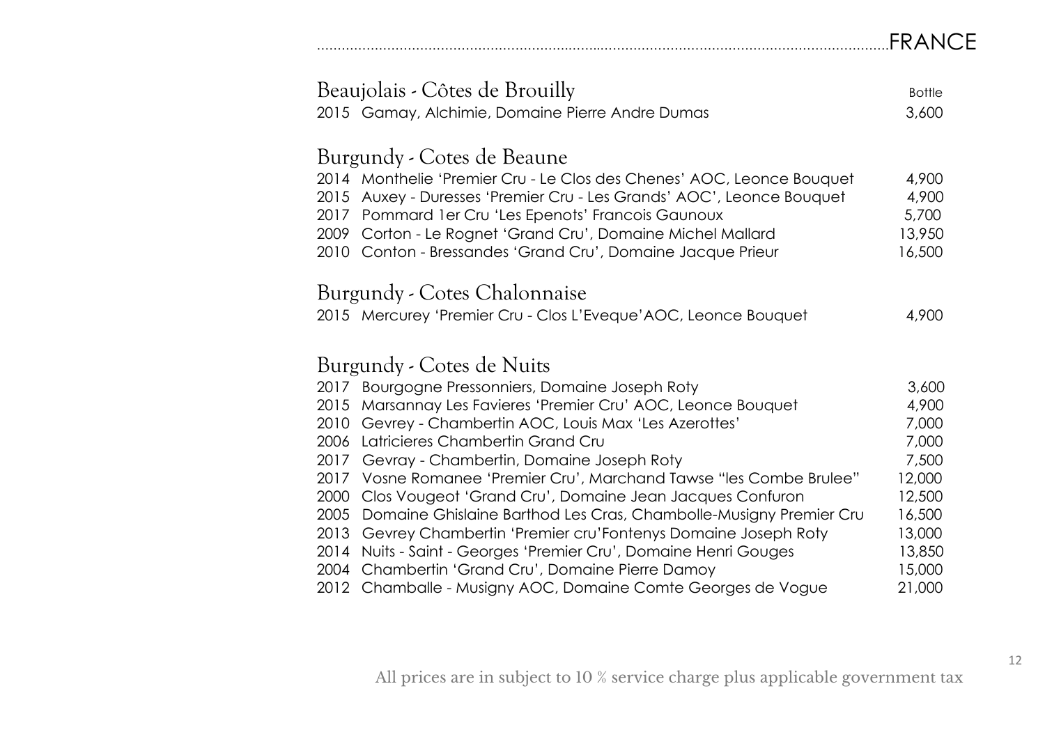# FRANCE

## Beaujolais - Côtes de Brouilly

| | | Bottle |
|---|---|---|
| 2015 | Gamay, Alchimie, Domaine Pierre Andre Dumas | 3,600 |

## Burgundy - Cotes de Beaune

| | | |
|---|---|---|
| 2014 | Monthelie 'Premier Cru - Le Clos des Chenes' AOC, Leonce Bouquet | 4,900 |
| 2015 | Auxey - Duresses 'Premier Cru - Les Grands' AOC', Leonce Bouquet | 4,900 |
| 2017 | Pommard 1er Cru 'Les Epenots' Francois Gaunoux | 5,700 |
| 2009 | Corton - Le Rognet 'Grand Cru', Domaine Michel Mallard | 13,950 |
| 2010 | Conton - Bressandes 'Grand Cru', Domaine Jacque Prieur | 16,500 |

## Burgundy - Cotes Chalonnaise

| | | |
|---|---|---|
| 2015 | Mercurey 'Premier Cru - Clos L'Eveque'AOC, Leonce Bouquet | 4,900 |

## Burgundy - Cotes de Nuits

| | | |
|---|---|---|
| 2017 | Bourgogne Pressonniers, Domaine Joseph Roty | 3,600 |
| 2015 | Marsannay Les Favieres 'Premier Cru' AOC, Leonce Bouquet | 4,900 |
| 2010 | Gevrey - Chambertin AOC, Louis Max 'Les Azerottes' | 7,000 |
| 2006 | Latricieres Chambertin Grand Cru | 7,000 |
| 2017 | Gevray - Chambertin, Domaine Joseph Roty | 7,500 |
| 2017 | Vosne Romanee 'Premier Cru', Marchand Tawse "les Combe Brulee" | 12,000 |
| 2000 | Clos Vougeot 'Grand Cru', Domaine Jean Jacques Confuron | 12,500 |
| 2005 | Domaine Ghislaine Barthod Les Cras, Chambolle-Musigny Premier Cru | 16,500 |
| 2013 | Gevrey Chambertin 'Premier cru'Fontenys Domaine Joseph Roty | 13,000 |
| 2014 | Nuits - Saint - Georges 'Premier Cru', Domaine Henri Gouges | 13,850 |
| 2004 | Chambertin 'Grand Cru', Domaine Pierre Damoy | 15,000 |
| 2012 | Chamballe - Musigny AOC, Domaine Comte Georges de Vogue | 21,000 |

All prices are in subject to 10 % service charge plus applicable government tax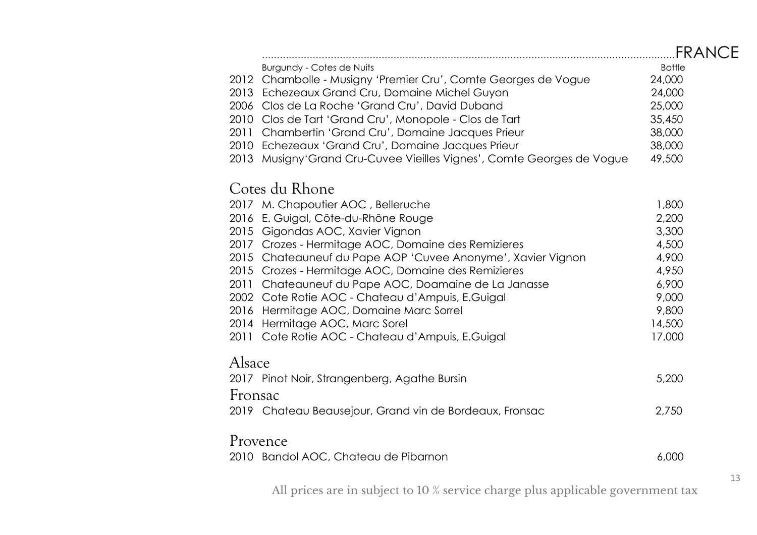# FRANCE

## Burgundy - Cotes de Nuits

| Year | Wine | Bottle |
|---|---|---|
| 2012 | Chambolle - Musigny 'Premier Cru', Comte Georges de Vogue | 24,000 |
| 2013 | Echezeaux Grand Cru, Domaine Michel Guyon | 24,000 |
| 2006 | Clos de La Roche 'Grand Cru', David Duband | 25,000 |
| 2010 | Clos de Tart 'Grand Cru', Monopole - Clos de Tart | 35,450 |
| 2011 | Chambertin 'Grand Cru', Domaine Jacques Prieur | 38,000 |
| 2010 | Echezeaux 'Grand Cru', Domaine Jacques Prieur | 38,000 |
| 2013 | Musigny'Grand Cru-Cuvee Vieilles Vignes', Comte Georges de Vogue | 49,500 |

## Cotes du Rhone

| Year | Wine | Bottle |
|---|---|---|
| 2017 | M. Chapoutier AOC , Belleruche | 1,800 |
| 2016 | E. Guigal, Côte-du-Rhône Rouge | 2,200 |
| 2015 | Gigondas AOC, Xavier Vignon | 3,300 |
| 2017 | Crozes - Hermitage AOC, Domaine des Remizieres | 4,500 |
| 2015 | Chateauneuf du Pape AOP 'Cuvee Anonyme', Xavier Vignon | 4,900 |
| 2015 | Crozes - Hermitage AOC, Domaine des Remizieres | 4,950 |
| 2011 | Chateauneuf du Pape AOC, Doamaine de La Janasse | 6,900 |
| 2002 | Cote Rotie AOC - Chateau d'Ampuis, E.Guigal | 9,000 |
| 2016 | Hermitage AOC, Domaine Marc Sorrel | 9,800 |
| 2014 | Hermitage AOC, Marc Sorel | 14,500 |
| 2011 | Cote Rotie AOC - Chateau d'Ampuis, E.Guigal | 17,000 |

## Alsace

| Year | Wine | Bottle |
|---|---|---|
| 2017 | Pinot Noir, Strangenberg, Agathe Bursin | 5,200 |

## Fronsac

| Year | Wine | Bottle |
|---|---|---|
| 2019 | Chateau Beausejour, Grand vin de Bordeaux, Fronsac | 2,750 |

## Provence

| Year | Wine | Bottle |
|---|---|---|
| 2010 | Bandol AOC, Chateau de Pibarnon | 6,000 |

All prices are in subject to 10 % service charge plus applicable government tax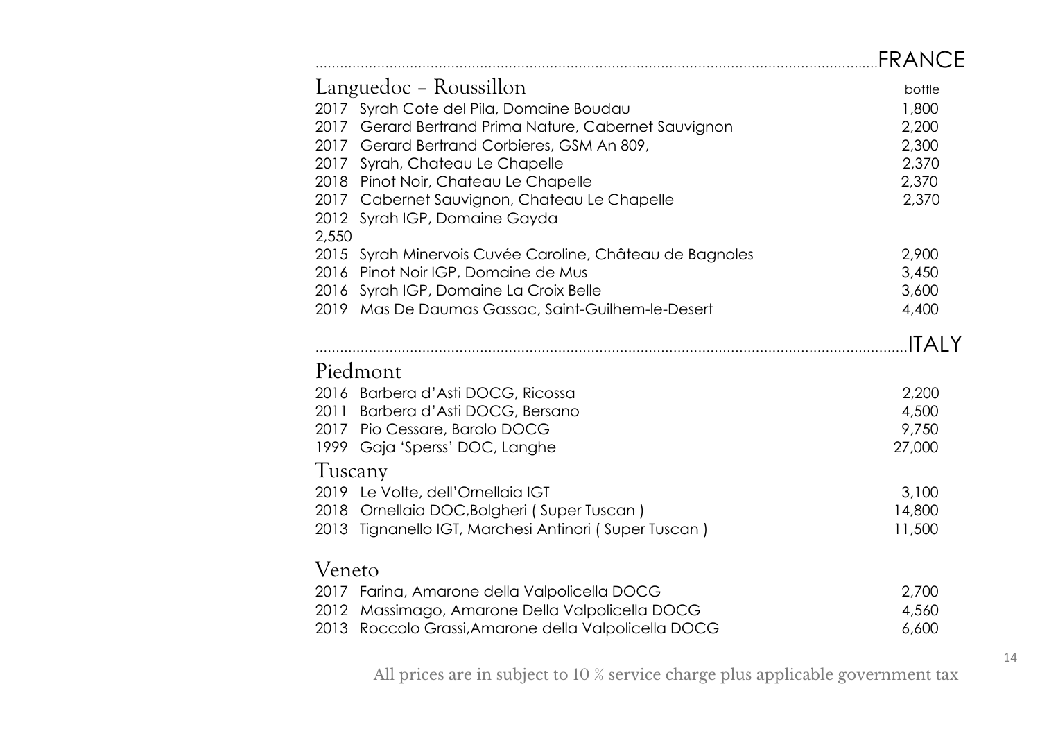## FRANCE

### Languedoc – Roussillon

| | bottle |
|---|---|
| 2017 Syrah Cote del Pila, Domaine Boudau | 1,800 |
| 2017 Gerard Bertrand Prima Nature, Cabernet Sauvignon | 2,200 |
| 2017 Gerard Bertrand Corbieres, GSM An 809, | 2,300 |
| 2017 Syrah, Chateau Le Chapelle | 2,370 |
| 2018 Pinot Noir, Chateau Le Chapelle | 2,370 |
| 2017 Cabernet Sauvignon, Chateau Le Chapelle | 2,370 |
| 2012 Syrah IGP, Domaine Gayda | 2,550 |
| 2015 Syrah Minervois Cuvée Caroline, Château de Bagnoles | 2,900 |
| 2016 Pinot Noir IGP, Domaine de Mus | 3,450 |
| 2016 Syrah IGP, Domaine La Croix Belle | 3,600 |
| 2019 Mas De Daumas Gassac, Saint-Guilhem-le-Desert | 4,400 |

## ITALY

### Piedmont

| | |
|---|---|
| 2016 Barbera d'Asti DOCG, Ricossa | 2,200 |
| 2011 Barbera d'Asti DOCG, Bersano | 4,500 |
| 2017 Pio Cessare, Barolo DOCG | 9,750 |
| 1999 Gaja 'Sperss' DOC, Langhe | 27,000 |

### Tuscany

| | |
|---|---|
| 2019 Le Volte, dell'Ornellaia IGT | 3,100 |
| 2018 Ornellaia DOC,Bolgheri ( Super Tuscan ) | 14,800 |
| 2013 Tignanello IGT, Marchesi Antinori ( Super Tuscan ) | 11,500 |

### Veneto

| | |
|---|---|
| 2017 Farina, Amarone della Valpolicella DOCG | 2,700 |
| 2012 Massimago, Amarone Della Valpolicella DOCG | 4,560 |
| 2013 Roccolo Grassi,Amarone della Valpolicella DOCG | 6,600 |

All prices are in subject to 10 % service charge plus applicable government tax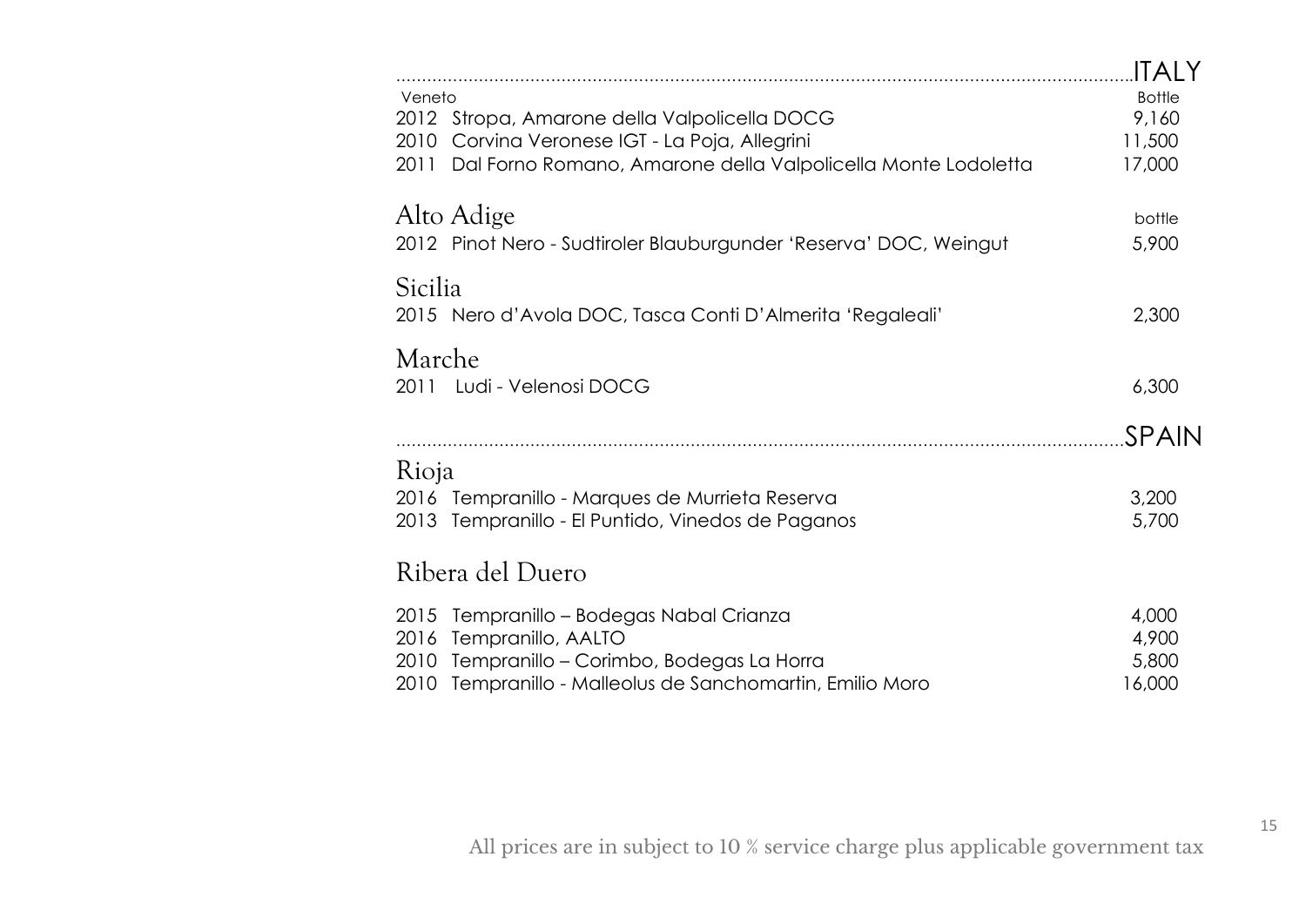# ITALY

## Veneto

| Veneto | Bottle |
|---|---|
| 2012 Stropa, Amarone della Valpolicella DOCG | 9,160 |
| 2010 Corvina Veronese IGT - La Poja, Allegrini | 11,500 |
| 2011 Dal Forno Romano, Amarone della Valpolicella Monte Lodoletta | 17,000 |

## Alto Adige

| Alto Adige | bottle |
|---|---|
| 2012 Pinot Nero - Sudtiroler Blauburgunder 'Reserva' DOC, Weingut | 5,900 |

## Sicilia

| Sicilia | |
|---|---|
| 2015 Nero d'Avola DOC, Tasca Conti D'Almerita 'Regaleali' | 2,300 |

## Marche

| Marche | |
|---|---|
| 2011 Ludi - Velenosi DOCG | 6,300 |

# SPAIN

## Rioja

| Rioja | |
|---|---|
| 2016 Tempranillo - Marques de Murrieta Reserva | 3,200 |
| 2013 Tempranillo - El Puntido, Vinedos de Paganos | 5,700 |

## Ribera del Duero

| Ribera del Duero | |
|---|---|
| 2015 Tempranillo – Bodegas Nabal Crianza | 4,000 |
| 2016 Tempranillo, AALTO | 4,900 |
| 2010 Tempranillo – Corimbo, Bodegas La Horra | 5,800 |
| 2010 Tempranillo - Malleolus de Sanchomartin, Emilio Moro | 16,000 |

All prices are in subject to 10 % service charge plus applicable government tax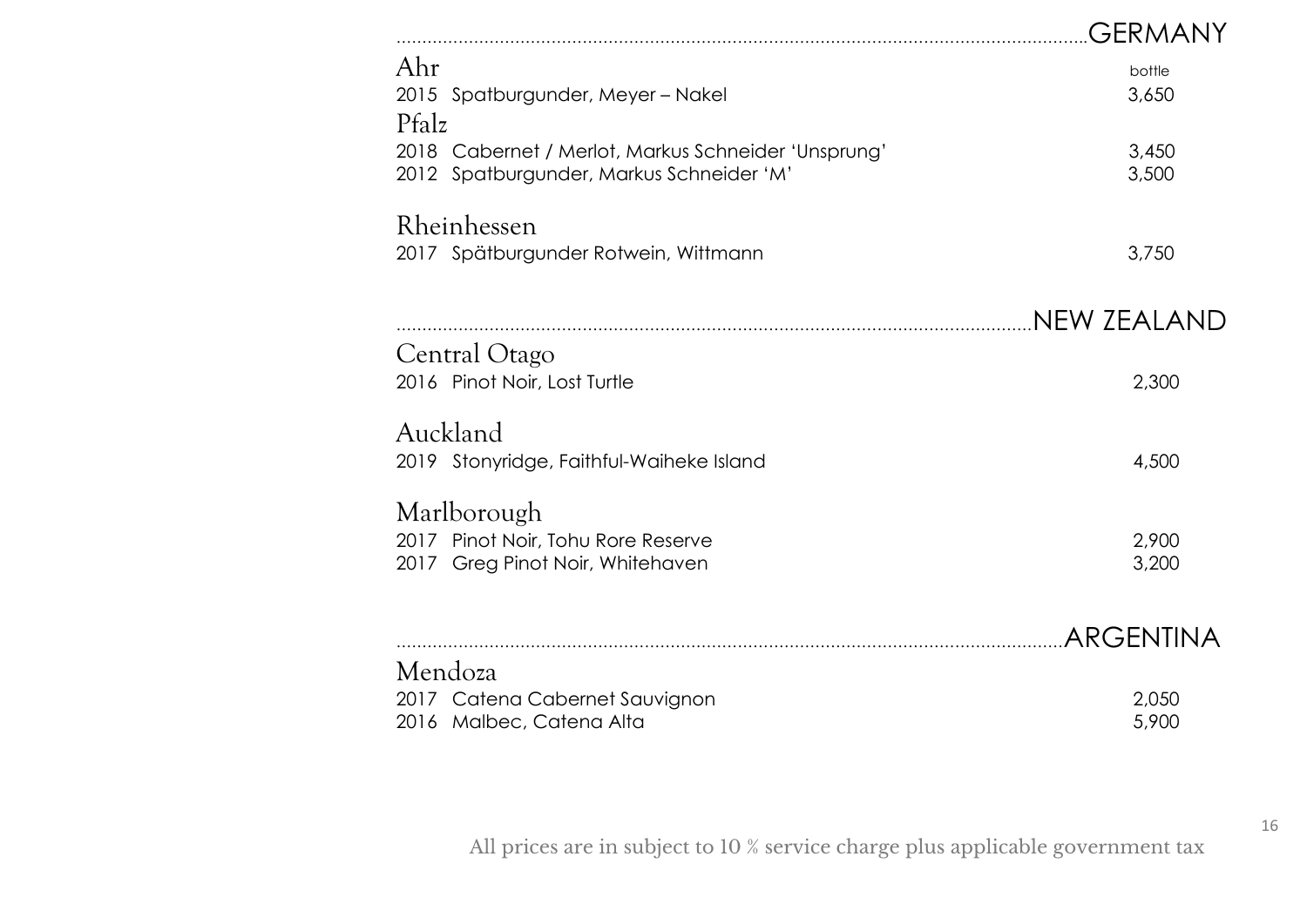## GERMANY

### Ahr

| | | bottle |
|---|---|---|
| 2015 | Spatburgunder, Meyer – Nakel | 3,650 |

### Pfalz

| | | |
|---|---|---|
| 2018 | Cabernet / Merlot, Markus Schneider 'Unsprung' | 3,450 |
| 2012 | Spatburgunder, Markus Schneider 'M' | 3,500 |

### Rheinhessen

| | | |
|---|---|---|
| 2017 | Spätburgunder Rotwein, Wittmann | 3,750 |

## NEW ZEALAND

### Central Otago

| | | |
|---|---|---|
| 2016 | Pinot Noir, Lost Turtle | 2,300 |

### Auckland

| | | |
|---|---|---|
| 2019 | Stonyridge, Faithful-Waiheke Island | 4,500 |

### Marlborough

| | | |
|---|---|---|
| 2017 | Pinot Noir, Tohu Rore Reserve | 2,900 |
| 2017 | Greg Pinot Noir, Whitehaven | 3,200 |

## ARGENTINA

### Mendoza

| | | |
|---|---|---|
| 2017 | Catena Cabernet Sauvignon | 2,050 |
| 2016 | Malbec, Catena Alta | 5,900 |

All prices are in subject to 10 % service charge plus applicable government tax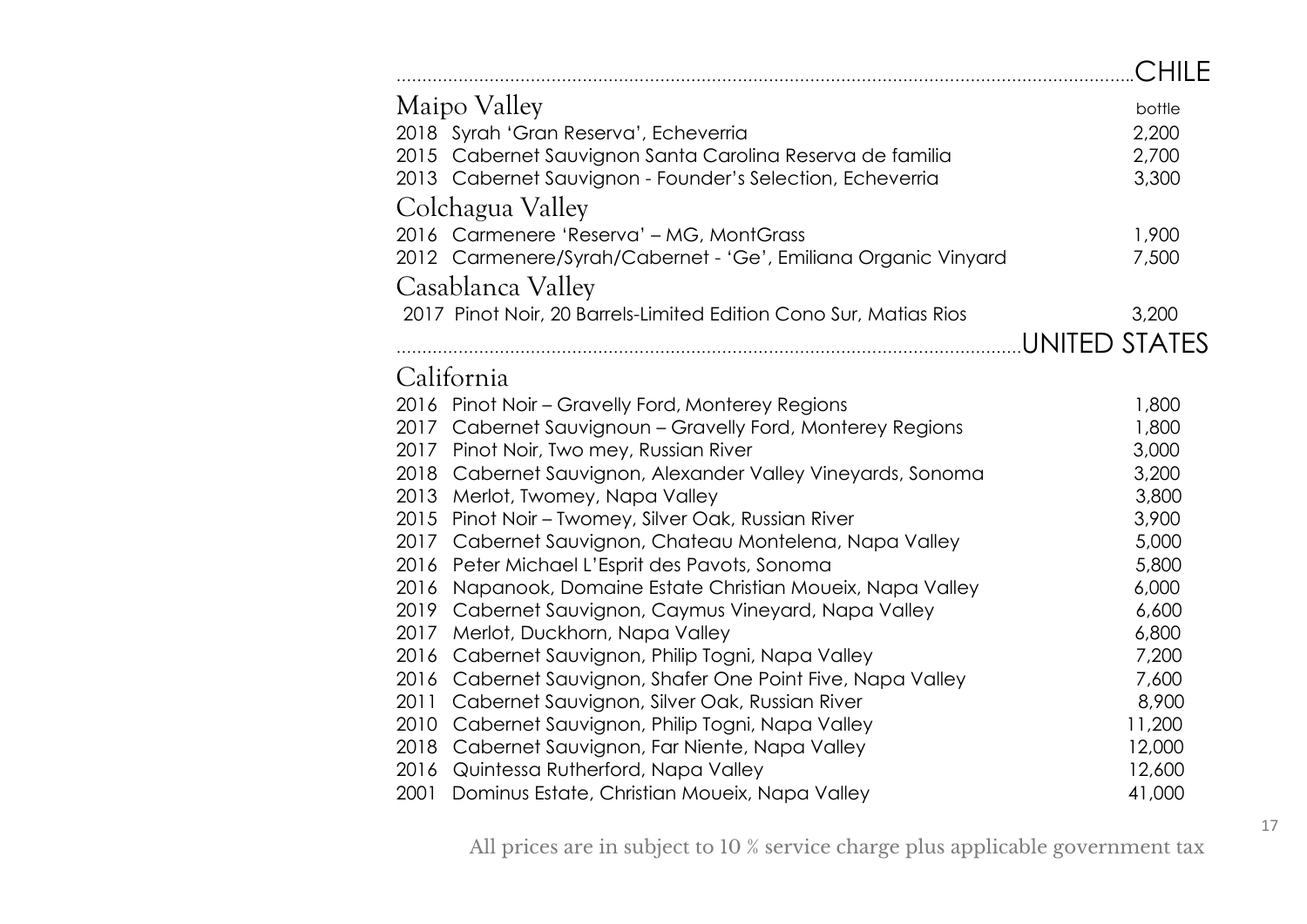## CHILE

### Maipo Valley

| | | bottle |
|---|---|---|
| 2018 | Syrah 'Gran Reserva', Echeverria | 2,200 |
| 2015 | Cabernet Sauvignon Santa Carolina Reserva de familia | 2,700 |
| 2013 | Cabernet Sauvignon - Founder's Selection, Echeverria | 3,300 |

### Colchagua Valley

| | | |
|---|---|---|
| 2016 | Carmenere 'Reserva' – MG, MontGrass | 1,900 |
| 2012 | Carmenere/Syrah/Cabernet - 'Ge', Emiliana Organic Vinyard | 7,500 |

### Casablanca Valley

| | | |
|---|---|---|
| 2017 | Pinot Noir, 20 Barrels-Limited Edition Cono Sur, Matias Rios | 3,200 |

## UNITED STATES

### California

| | | |
|---|---|---|
| 2016 | Pinot Noir – Gravelly Ford, Monterey Regions | 1,800 |
| 2017 | Cabernet Sauvignoun – Gravelly Ford, Monterey Regions | 1,800 |
| 2017 | Pinot Noir, Two mey, Russian River | 3,000 |
| 2018 | Cabernet Sauvignon, Alexander Valley Vineyards, Sonoma | 3,200 |
| 2013 | Merlot, Twomey, Napa Valley | 3,800 |
| 2015 | Pinot Noir – Twomey, Silver Oak, Russian River | 3,900 |
| 2017 | Cabernet Sauvignon, Chateau Montelena, Napa Valley | 5,000 |
| 2016 | Peter Michael L'Esprit des Pavots, Sonoma | 5,800 |
| 2016 | Napanook, Domaine Estate Christian Moueix, Napa Valley | 6,000 |
| 2019 | Cabernet Sauvignon, Caymus Vineyard, Napa Valley | 6,600 |
| 2017 | Merlot, Duckhorn, Napa Valley | 6,800 |
| 2016 | Cabernet Sauvignon, Philip Togni, Napa Valley | 7,200 |
| 2016 | Cabernet Sauvignon, Shafer One Point Five, Napa Valley | 7,600 |
| 2011 | Cabernet Sauvignon, Silver Oak, Russian River | 8,900 |
| 2010 | Cabernet Sauvignon, Philip Togni, Napa Valley | 11,200 |
| 2018 | Cabernet Sauvignon, Far Niente, Napa Valley | 12,000 |
| 2016 | Quintessa Rutherford, Napa Valley | 12,600 |
| 2001 | Dominus Estate, Christian Moueix, Napa Valley | 41,000 |

All prices are in subject to 10 % service charge plus applicable government tax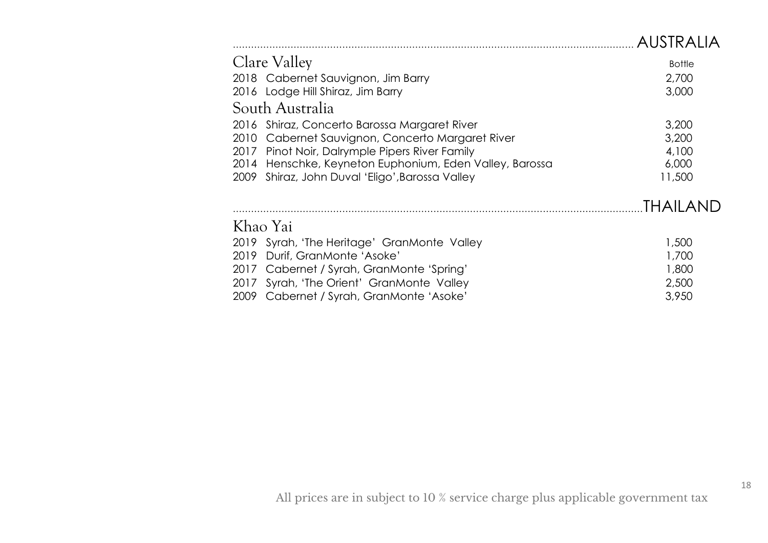## AUSTRALIA

### Clare Valley

| | Bottle |
|---|---|
| 2018 Cabernet Sauvignon, Jim Barry | 2,700 |
| 2016 Lodge Hill Shiraz, Jim Barry | 3,000 |

### South Australia

| | |
|---|---|
| 2016 Shiraz, Concerto Barossa Margaret River | 3,200 |
| 2010 Cabernet Sauvignon, Concerto Margaret River | 3,200 |
| 2017 Pinot Noir, Dalrymple Pipers River Family | 4,100 |
| 2014 Henschke, Keyneton Euphonium, Eden Valley, Barossa | 6,000 |
| 2009 Shiraz, John Duval 'Eligo',Barossa Valley | 11,500 |

## THAILAND

### Khao Yai

| | |
|---|---|
| 2019 Syrah, 'The Heritage' GranMonte Valley | 1,500 |
| 2019 Durif, GranMonte 'Asoke' | 1,700 |
| 2017 Cabernet / Syrah, GranMonte 'Spring' | 1,800 |
| 2017 Syrah, 'The Orient' GranMonte Valley | 2,500 |
| 2009 Cabernet / Syrah, GranMonte 'Asoke' | 3,950 |

All prices are in subject to 10 % service charge plus applicable government tax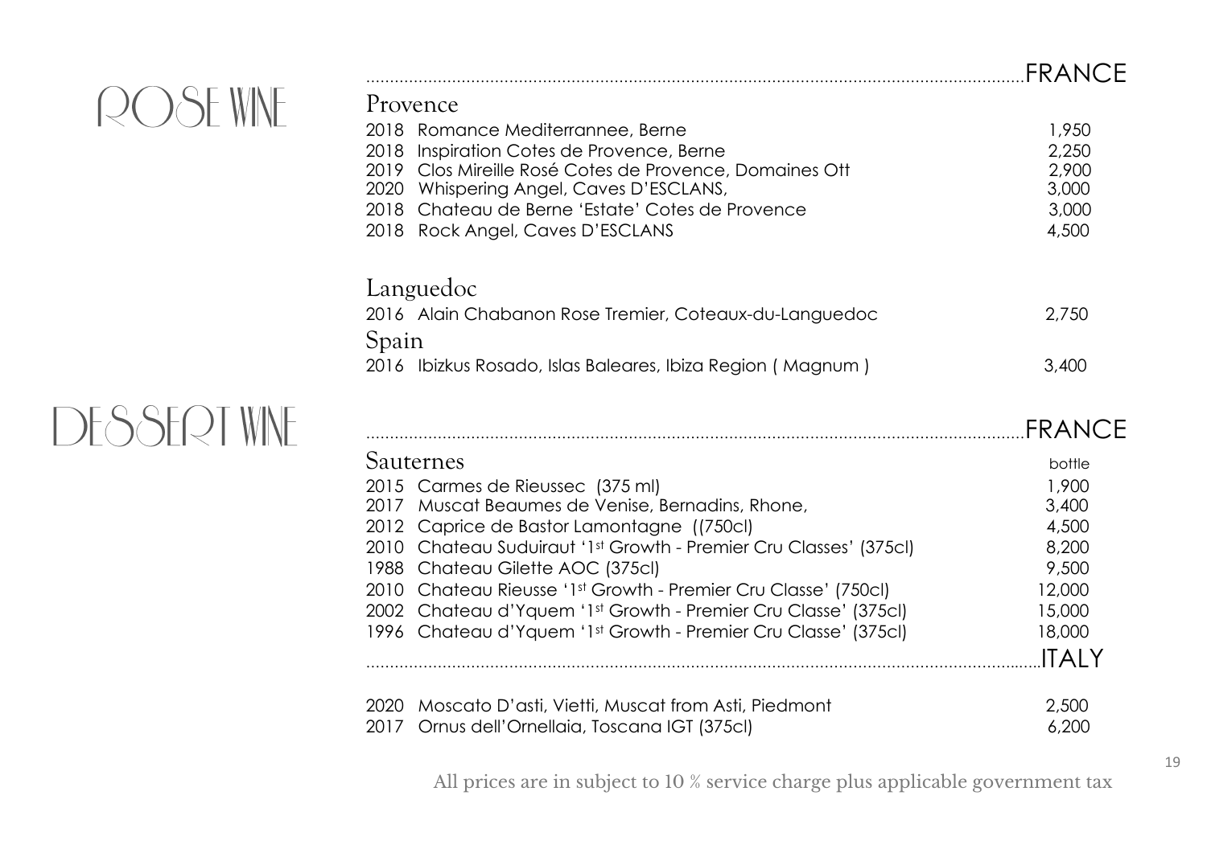# ROSE WINE

## FRANCE

### Provence

| Vintage | Wine | Price |
|---|---|---|
| 2018 | Romance Mediterrannee, Berne | 1,950 |
| 2018 | Inspiration Cotes de Provence, Berne | 2,250 |
| 2019 | Clos Mireille Rosé Cotes de Provence, Domaines Ott | 2,900 |
| 2020 | Whispering Angel, Caves D'ESCLANS, | 3,000 |
| 2018 | Chateau de Berne 'Estate' Cotes de Provence | 3,000 |
| 2018 | Rock Angel, Caves D'ESCLANS | 4,500 |

### Languedoc

| Vintage | Wine | Price |
|---|---|---|
| 2016 | Alain Chabanon Rose Tremier, Coteaux-du-Languedoc | 2,750 |

### Spain

| Vintage | Wine | Price |
|---|---|---|
| 2016 | Ibizkus Rosado, Islas Baleares, Ibiza Region ( Magnum ) | 3,400 |

# DESSERT WINE

## FRANCE

### Sauternes

| Vintage | Wine | bottle |
|---|---|---|
| 2015 | Carmes de Rieussec (375 ml) | 1,900 |
| 2017 | Muscat Beaumes de Venise, Bernadins, Rhone, | 3,400 |
| 2012 | Caprice de Bastor Lamontagne ((750cl) | 4,500 |
| 2010 | Chateau Suduiraut '1st Growth - Premier Cru Classes' (375cl) | 8,200 |
| 1988 | Chateau Gilette AOC (375cl) | 9,500 |
| 2010 | Chateau Rieusse '1st Growth - Premier Cru Classe' (750cl) | 12,000 |
| 2002 | Chateau d'Yquem '1st Growth - Premier Cru Classe' (375cl) | 15,000 |
| 1996 | Chateau d'Yquem '1st Growth - Premier Cru Classe' (375cl) | 18,000 |

## ITALY

| Vintage | Wine | Price |
|---|---|---|
| 2020 | Moscato D'asti, Vietti, Muscat from Asti, Piedmont | 2,500 |
| 2017 | Ornus dell'Ornellaia, Toscana IGT (375cl) | 6,200 |

All prices are in subject to 10 % service charge plus applicable government tax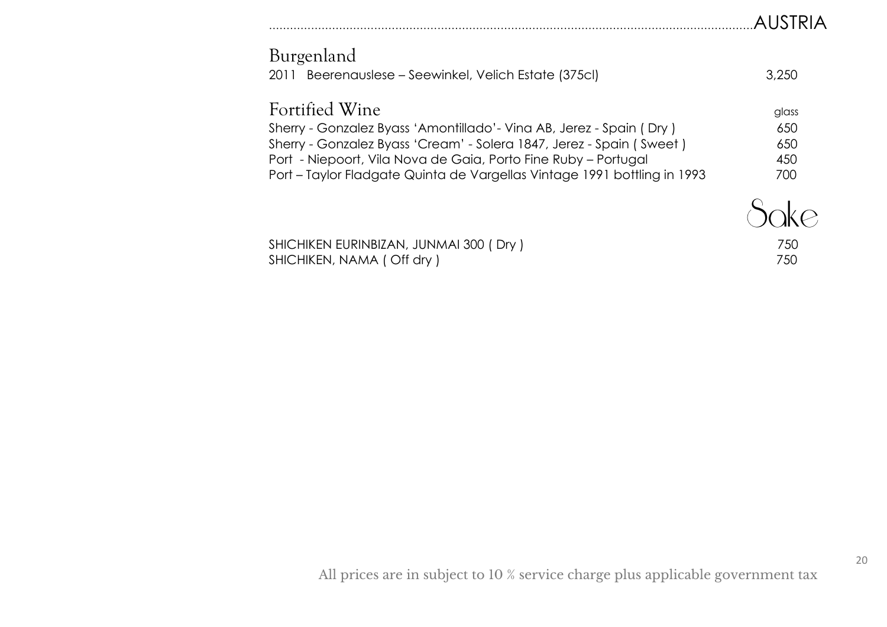# AUSTRIA

## Burgenland

| | |
|---|---|
| 2011 Beerenauslese – Seewinkel, Velich Estate (375cl) | 3,250 |

## Fortified Wine

| | glass |
|---|---|
| Sherry - Gonzalez Byass 'Amontillado'- Vina AB, Jerez - Spain ( Dry ) | 650 |
| Sherry - Gonzalez Byass 'Cream' - Solera 1847, Jerez - Spain ( Sweet ) | 650 |
| Port - Niepoort, Vila Nova de Gaia, Porto Fine Ruby – Portugal | 450 |
| Port – Taylor Fladgate Quinta de Vargellas Vintage 1991 bottling in 1993 | 700 |

## Sake

| | |
|---|---|
| SHICHIKEN EURINBIZAN, JUNMAI 300 ( Dry ) | 750 |
| SHICHIKEN, NAMA ( Off dry ) | 750 |

All prices are in subject to 10 % service charge plus applicable government tax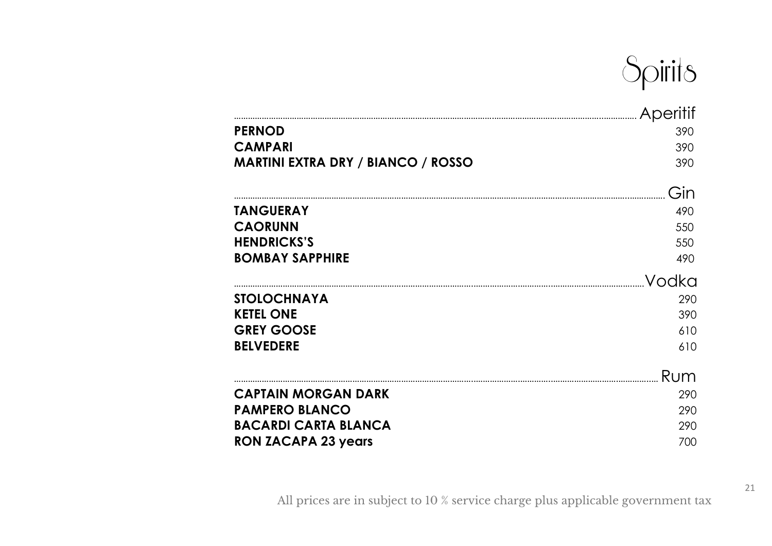# Spirits

## Aperitif

| | |
|---|---|
| **PERNOD** | 390 |
| **CAMPARI** | 390 |
| **MARTINI EXTRA DRY / BIANCO / ROSSO** | 390 |

## Gin

| | |
|---|---|
| **TANGUERAY** | 490 |
| **CAORUNN** | 550 |
| **HENDRICKS'S** | 550 |
| **BOMBAY SAPPHIRE** | 490 |

## Vodka

| | |
|---|---|
| **STOLOCHNAYA** | 290 |
| **KETEL ONE** | 390 |
| **GREY GOOSE** | 610 |
| **BELVEDERE** | 610 |

## Rum

| | |
|---|---|
| **CAPTAIN MORGAN DARK** | 290 |
| **PAMPERO BLANCO** | 290 |
| **BACARDI CARTA BLANCA** | 290 |
| **RON ZACAPA 23 years** | 700 |

All prices are in subject to 10 % service charge plus applicable government tax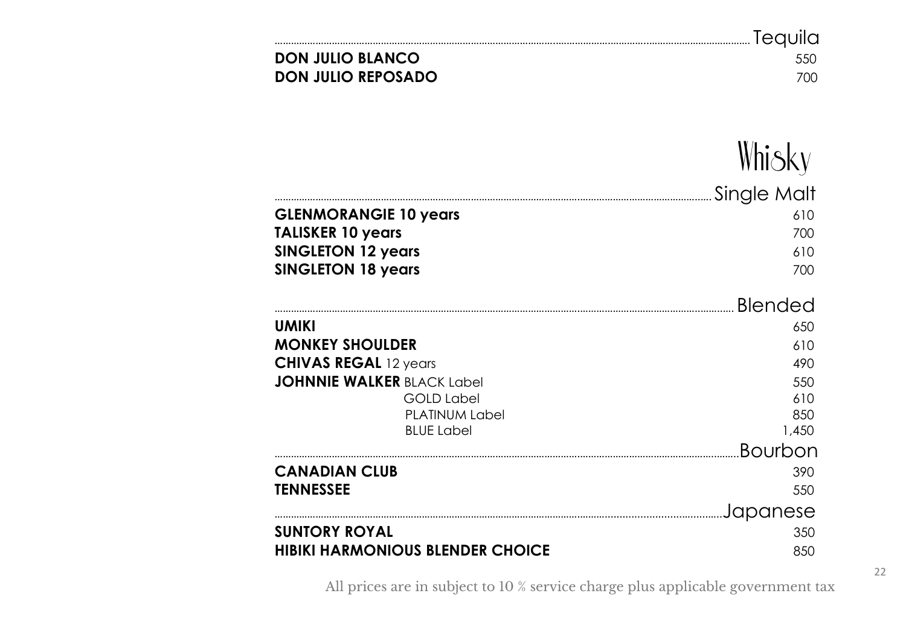### Tequila

| | |
|---|---|
| **DON JULIO BLANCO** | 550 |
| **DON JULIO REPOSADO** | 700 |

# Whisky

### Single Malt

| | |
|---|---|
| **GLENMORANGIE 10 years** | 610 |
| **TALISKER 10 years** | 700 |
| **SINGLETON 12 years** | 610 |
| **SINGLETON 18 years** | 700 |

### Blended

| | |
|---|---|
| **UMIKI** | 650 |
| **MONKEY SHOULDER** | 610 |
| **CHIVAS REGAL** 12 years | 490 |
| **JOHNNIE WALKER** BLACK Label | 550 |
| GOLD Label | 610 |
| PLATINUM Label | 850 |
| BLUE Label | 1,450 |

### Bourbon

| | |
|---|---|
| **CANADIAN CLUB** | 390 |
| **TENNESSEE** | 550 |

### Japanese

| | |
|---|---|
| **SUNTORY ROYAL** | 350 |
| **HIBIKI HARMONIOUS BLENDER CHOICE** | 850 |

All prices are in subject to 10 % service charge plus applicable government tax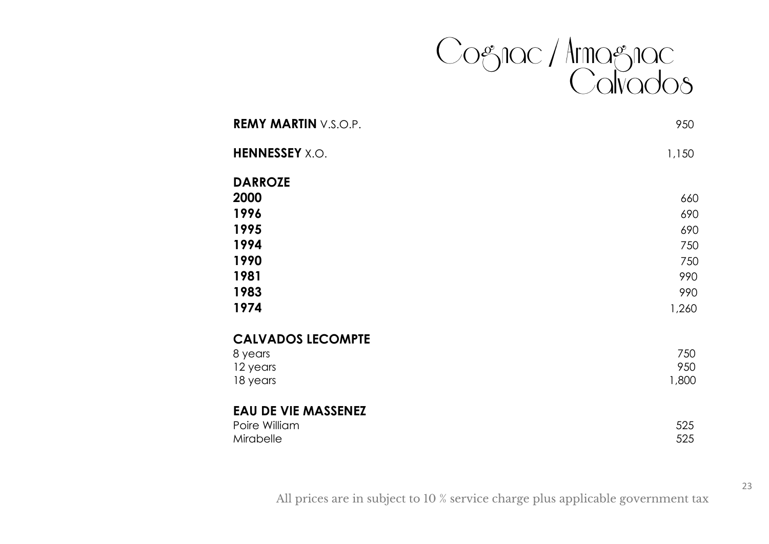# Cognac / Armagnac
# Calvados

| | |
|---|---|
| **REMY MARTIN** V.S.O.P. | 950 |
| **HENNESSEY** X.O. | 1,150 |
| **DARROZE** | |
| **2000** | 660 |
| **1996** | 690 |
| **1995** | 690 |
| **1994** | 750 |
| **1990** | 750 |
| **1981** | 990 |
| **1983** | 990 |
| **1974** | 1,260 |
| **CALVADOS LECOMPTE** | |
| 8 years | 750 |
| 12 years | 950 |
| 18 years | 1,800 |
| **EAU DE VIE MASSENEZ** | |
| Poire William | 525 |
| Mirabelle | 525 |

All prices are in subject to 10 % service charge plus applicable government tax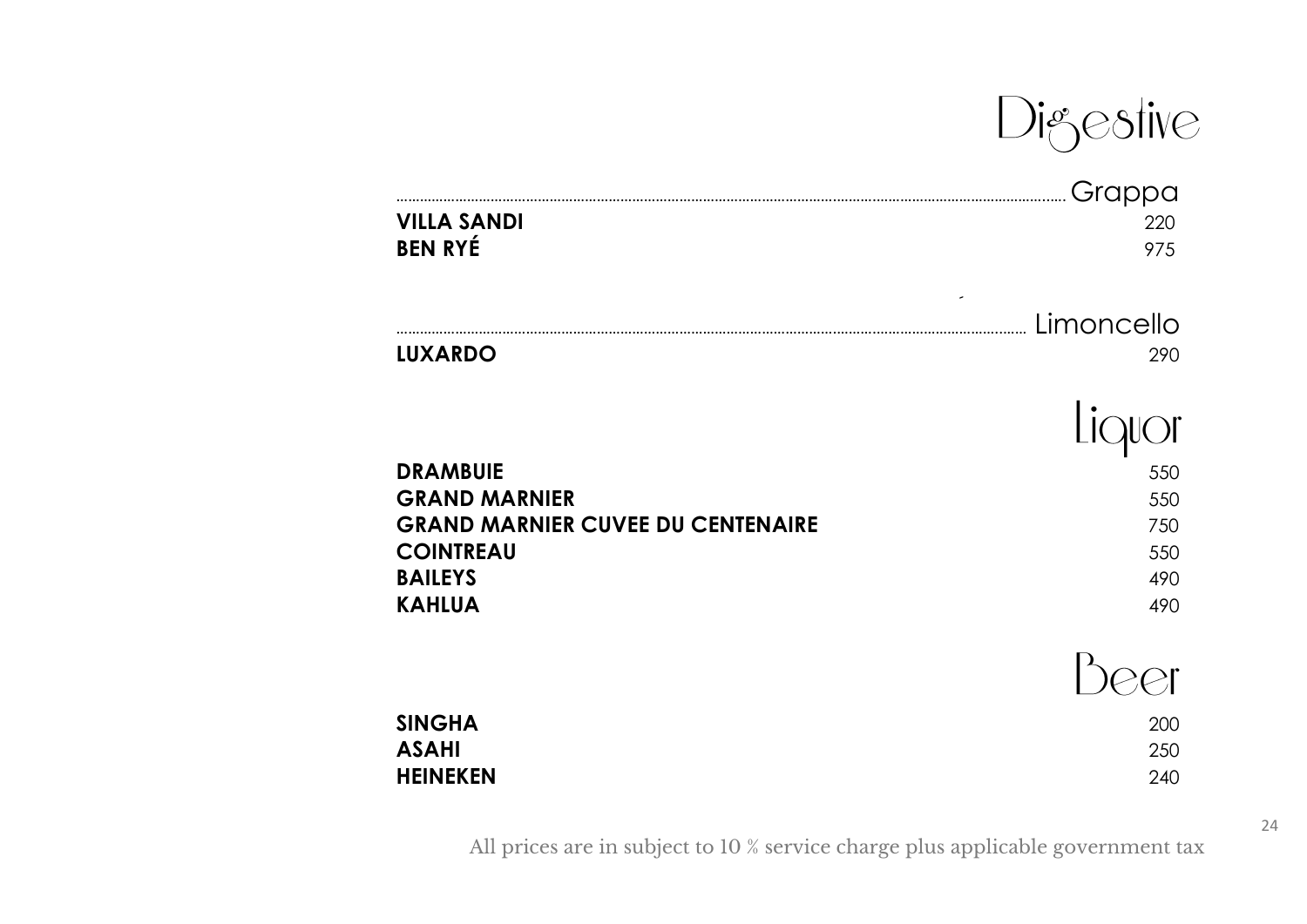# Digestive

## Grappa

| | |
|---|---|
| **VILLA SANDI** | 220 |
| **BEN RYÉ** | 975 |

## Limoncello

| | |
|---|---|
| **LUXARDO** | 290 |

# Liquor

| | |
|---|---|
| **DRAMBUIE** | 550 |
| **GRAND MARNIER** | 550 |
| **GRAND MARNIER CUVEE DU CENTENAIRE** | 750 |
| **COINTREAU** | 550 |
| **BAILEYS** | 490 |
| **KAHLUA** | 490 |

# Beer

| | |
|---|---|
| **SINGHA** | 200 |
| **ASAHI** | 250 |
| **HEINEKEN** | 240 |

All prices are in subject to 10 % service charge plus applicable government tax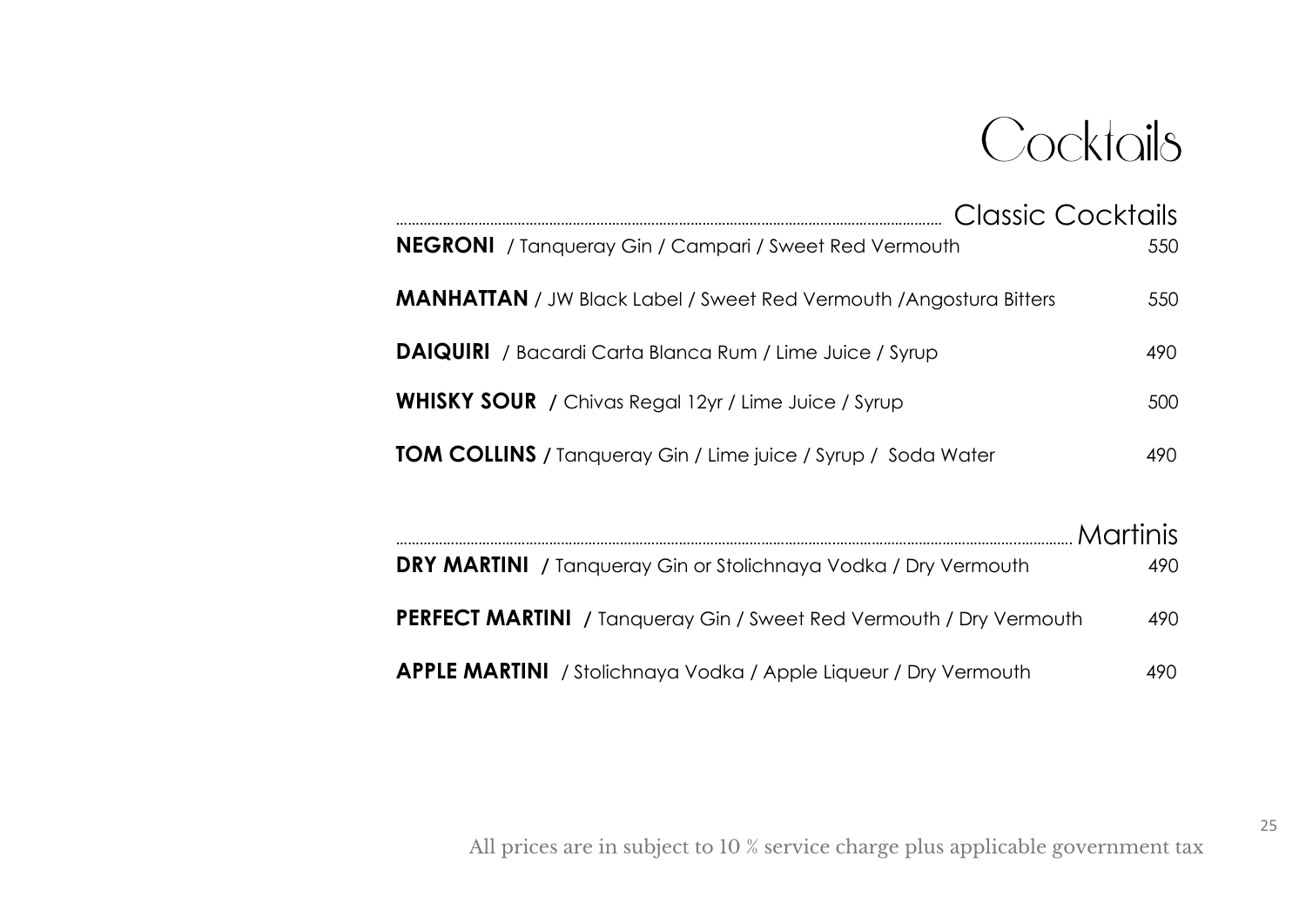# Cocktails

## Classic Cocktails

**NEGRONI** / Tanqueray Gin / Campari / Sweet Red Vermouth 550

**MANHATTAN** / JW Black Label / Sweet Red Vermouth /Angostura Bitters 550

**DAIQUIRI** / Bacardi Carta Blanca Rum / Lime Juice / Syrup 490

**WHISKY SOUR** / Chivas Regal 12yr / Lime Juice / Syrup 500

**TOM COLLINS** / Tanqueray Gin / Lime juice / Syrup / Soda Water 490

## Martinis

**DRY MARTINI** / Tanqueray Gin or Stolichnaya Vodka / Dry Vermouth 490

**PERFECT MARTINI** / Tanqueray Gin / Sweet Red Vermouth / Dry Vermouth 490

**APPLE MARTINI** / Stolichnaya Vodka / Apple Liqueur / Dry Vermouth 490

All prices are in subject to 10 % service charge plus applicable government tax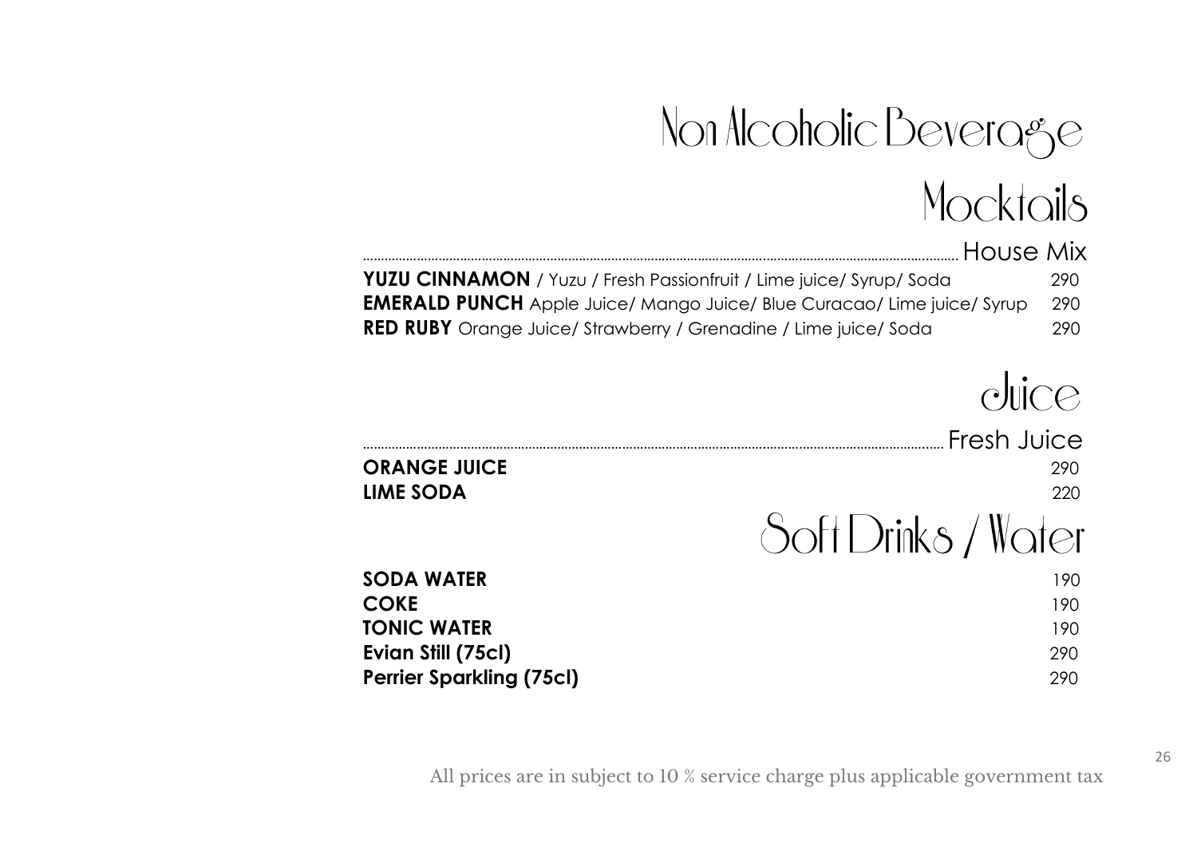# Non Alcoholic Beverage

## Mocktails

### House Mix

| Item | Price |
|---|---|
| **YUZU CINNAMON** / Yuzu / Fresh Passionfruit / Lime juice/ Syrup/ Soda | 290 |
| **EMERALD PUNCH** Apple Juice/ Mango Juice/ Blue Curacao/ Lime juice/ Syrup | 290 |
| **RED RUBY** Orange Juice/ Strawberry / Grenadine / Lime juice/ Soda | 290 |

## Juice

### Fresh Juice

| Item | Price |
|---|---|
| **ORANGE JUICE** | 290 |
| **LIME SODA** | 220 |

## Soft Drinks / Water

| Item | Price |
|---|---|
| **SODA WATER** | 190 |
| **COKE** | 190 |
| **TONIC WATER** | 190 |
| **Evian Still (75cl)** | 290 |
| **Perrier Sparkling (75cl)** | 290 |

All prices are in subject to 10 % service charge plus applicable government tax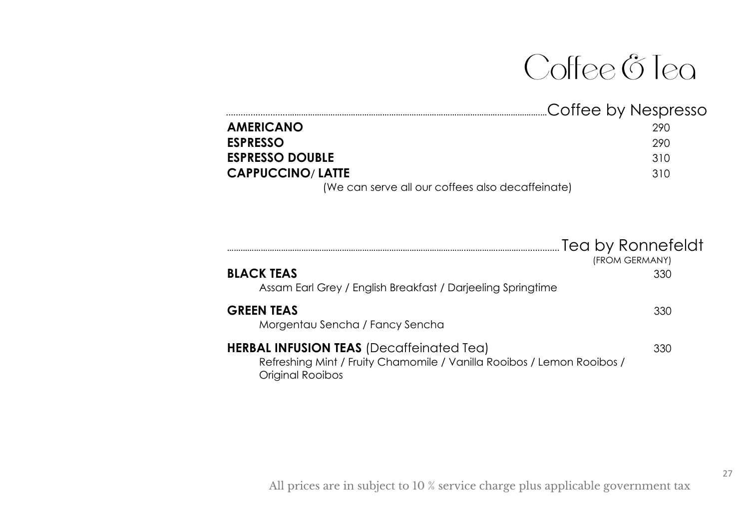# Coffee & Tea

## Coffee by Nespresso

| | |
|---|---|
| **AMERICANO** | 290 |
| **ESPRESSO** | 290 |
| **ESPRESSO DOUBLE** | 310 |
| **CAPPUCCINO/ LATTE** | 310 |

(We can serve all our coffees also decaffeinate)

## Tea by Ronnefeldt

(FROM GERMANY)

**BLACK TEAS** 330
Assam Earl Grey / English Breakfast / Darjeeling Springtime

**GREEN TEAS** 330
Morgentau Sencha / Fancy Sencha

**HERBAL INFUSION TEAS** (Decaffeinated Tea) 330
Refreshing Mint / Fruity Chamomile / Vanilla Rooibos / Lemon Rooibos / Original Rooibos

All prices are in subject to 10 % service charge plus applicable government tax